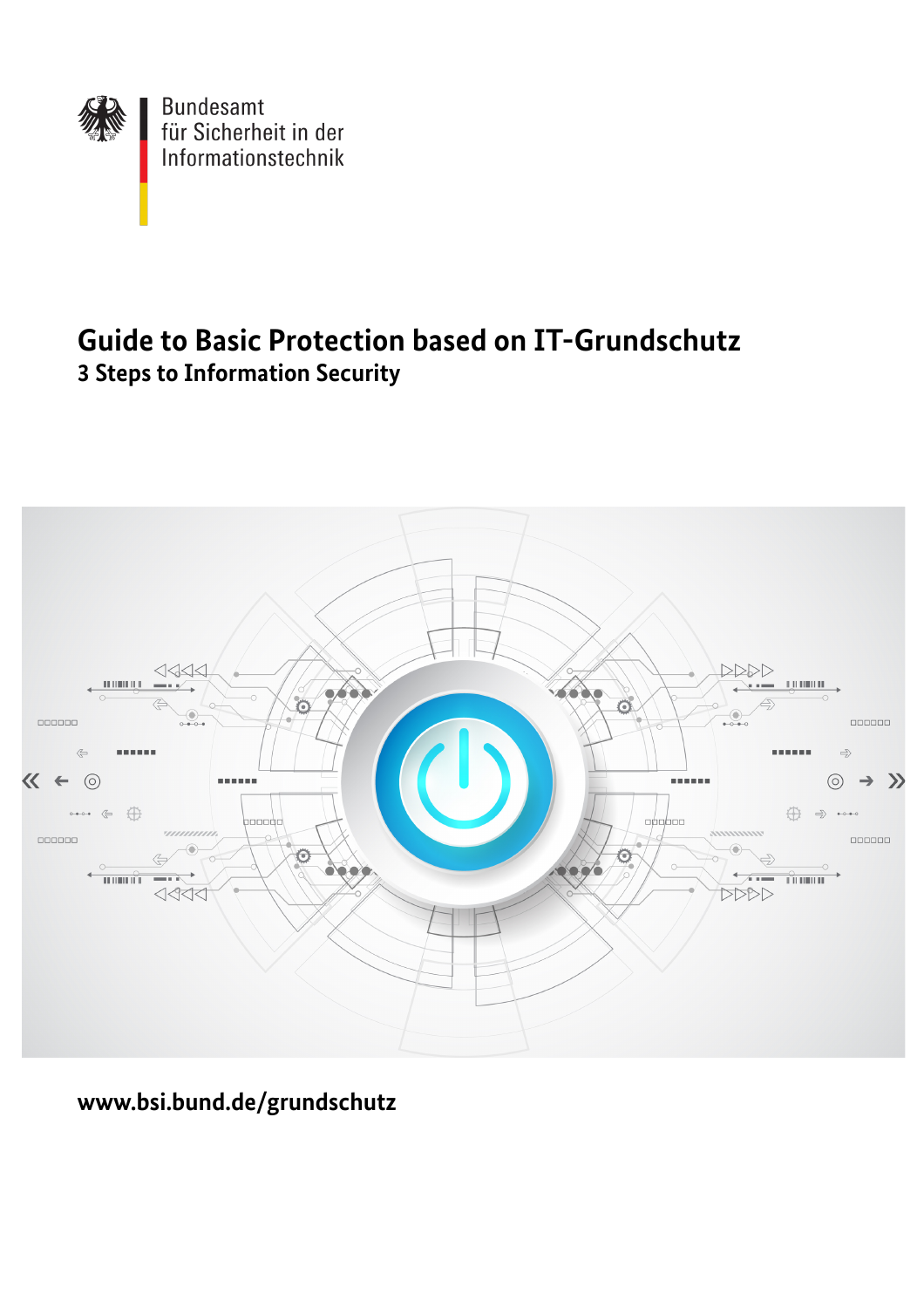Bundesamt
für Sicherheit in der
Informationstechnik

# Guide to Basic Protection based on IT-Grundschutz

## 3 Steps to Information Security

www.bsi.bund.de/grundschutz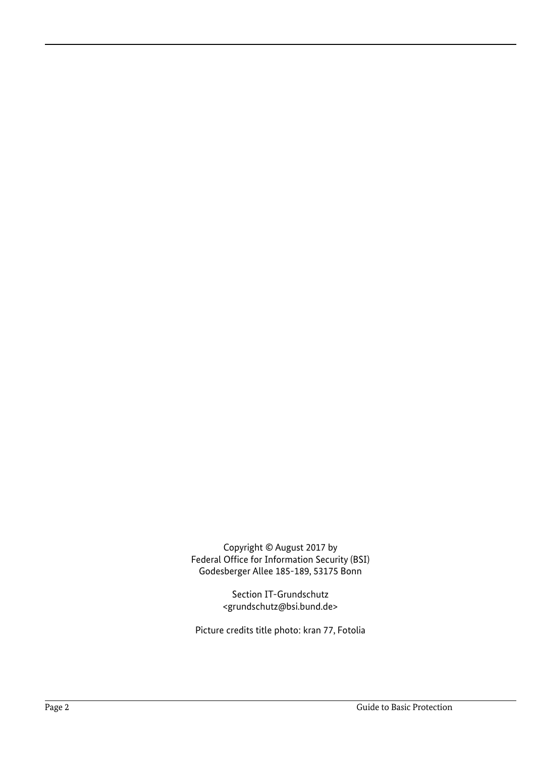Copyright © August 2017 by
Federal Office for Information Security (BSI)
Godesberger Allee 185-189, 53175 Bonn

Section IT-Grundschutz
<grundschutz@bsi.bund.de>

Picture credits title photo: kran 77, Fotolia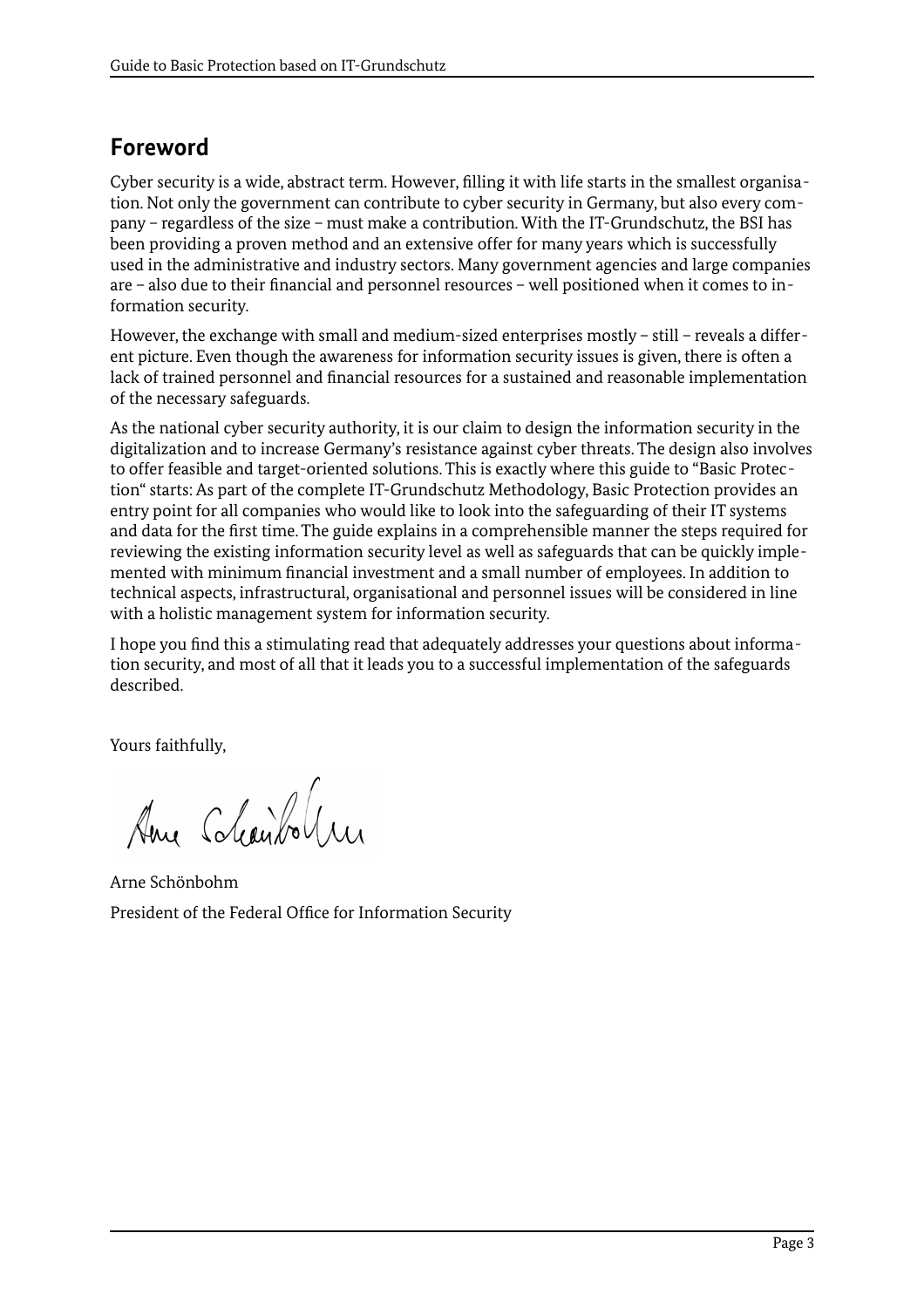## Foreword

Cyber security is a wide, abstract term. However, filling it with life starts in the smallest organisation. Not only the government can contribute to cyber security in Germany, but also every company – regardless of the size – must make a contribution. With the IT-Grundschutz, the BSI has been providing a proven method and an extensive offer for many years which is successfully used in the administrative and industry sectors. Many government agencies and large companies are – also due to their financial and personnel resources – well positioned when it comes to information security.

However, the exchange with small and medium-sized enterprises mostly – still – reveals a different picture. Even though the awareness for information security issues is given, there is often a lack of trained personnel and financial resources for a sustained and reasonable implementation of the necessary safeguards.

As the national cyber security authority, it is our claim to design the information security in the digitalization and to increase Germany's resistance against cyber threats. The design also involves to offer feasible and target-oriented solutions. This is exactly where this guide to "Basic Protection" starts: As part of the complete IT-Grundschutz Methodology, Basic Protection provides an entry point for all companies who would like to look into the safeguarding of their IT systems and data for the first time. The guide explains in a comprehensible manner the steps required for reviewing the existing information security level as well as safeguards that can be quickly implemented with minimum financial investment and a small number of employees. In addition to technical aspects, infrastructural, organisational and personnel issues will be considered in line with a holistic management system for information security.

I hope you find this a stimulating read that adequately addresses your questions about information security, and most of all that it leads you to a successful implementation of the safeguards described.

Yours faithfully,

Arne Schönbohm

President of the Federal Office for Information Security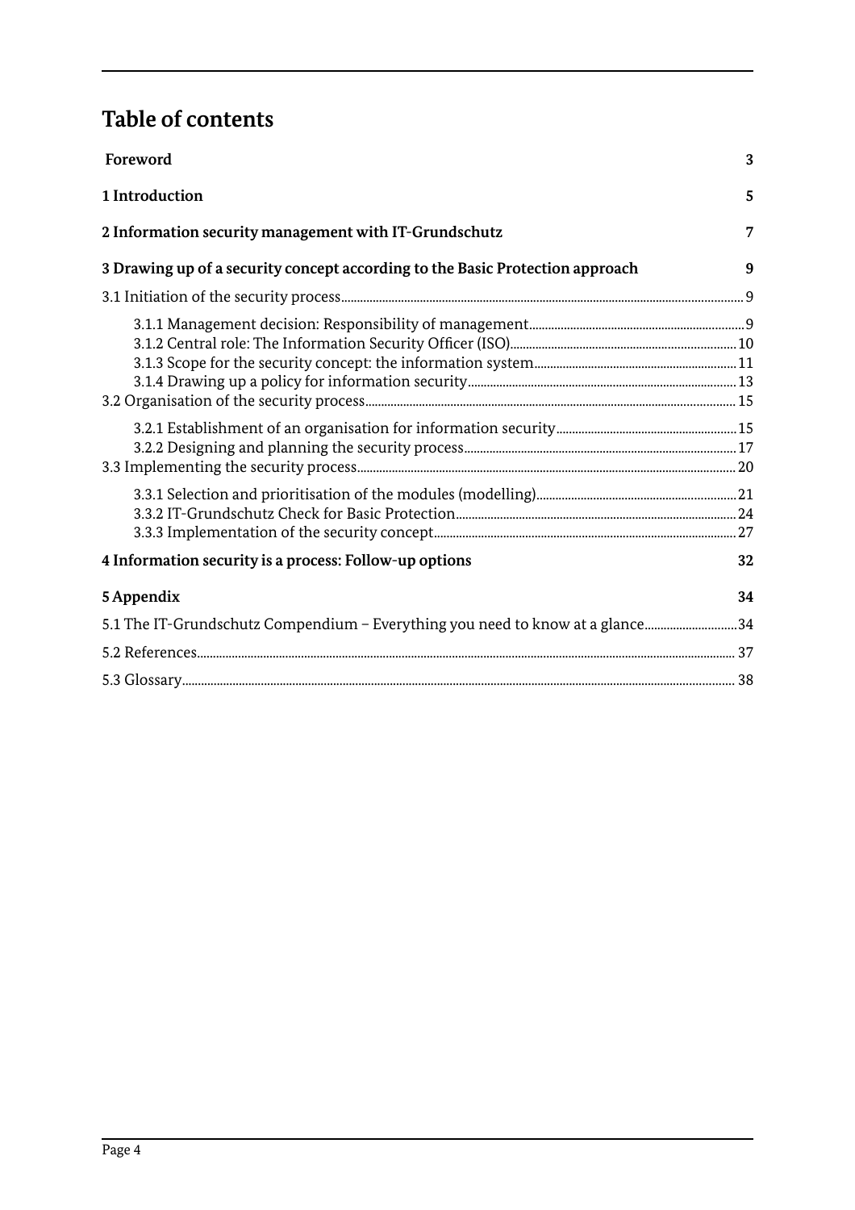# Table of contents

**Foreword** 3

**1 Introduction** 5

**2 Information security management with IT-Grundschutz** 7

**3 Drawing up of a security concept according to the Basic Protection approach** 9

3.1 Initiation of the security process 9

- 3.1.1 Management decision: Responsibility of management 9
- 3.1.2 Central role: The Information Security Officer (ISO) 10
- 3.1.3 Scope for the security concept: the information system 11
- 3.1.4 Drawing up a policy for information security 13

3.2 Organisation of the security process 15

- 3.2.1 Establishment of an organisation for information security 15
- 3.2.2 Designing and planning the security process 17

3.3 Implementing the security process 20

- 3.3.1 Selection and prioritisation of the modules (modelling) 21
- 3.3.2 IT-Grundschutz Check for Basic Protection 24
- 3.3.3 Implementation of the security concept 27

**4 Information security is a process: Follow-up options** 32

**5 Appendix** 34

5.1 The IT-Grundschutz Compendium – Everything you need to know at a glance 34

5.2 References 37

5.3 Glossary 38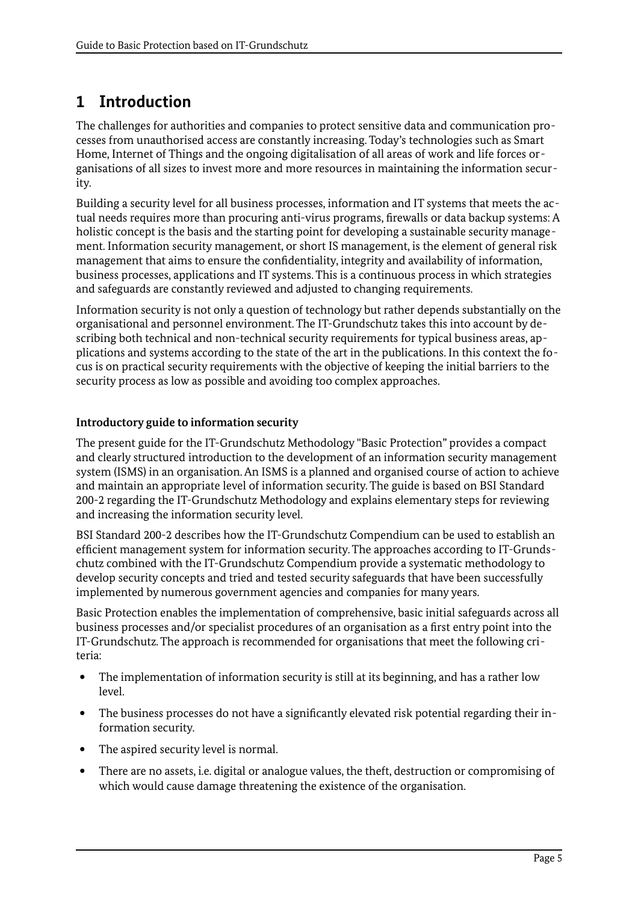# 1 Introduction

The challenges for authorities and companies to protect sensitive data and communication processes from unauthorised access are constantly increasing. Today's technologies such as Smart Home, Internet of Things and the ongoing digitalisation of all areas of work and life forces organisations of all sizes to invest more and more resources in maintaining the information security.

Building a security level for all business processes, information and IT systems that meets the actual needs requires more than procuring anti-virus programs, firewalls or data backup systems: A holistic concept is the basis and the starting point for developing a sustainable security management. Information security management, or short IS management, is the element of general risk management that aims to ensure the confidentiality, integrity and availability of information, business processes, applications and IT systems. This is a continuous process in which strategies and safeguards are constantly reviewed and adjusted to changing requirements.

Information security is not only a question of technology but rather depends substantially on the organisational and personnel environment. The IT-Grundschutz takes this into account by describing both technical and non-technical security requirements for typical business areas, applications and systems according to the state of the art in the publications. In this context the focus is on practical security requirements with the objective of keeping the initial barriers to the security process as low as possible and avoiding too complex approaches.

**Introductory guide to information security**

The present guide for the IT-Grundschutz Methodology "Basic Protection" provides a compact and clearly structured introduction to the development of an information security management system (ISMS) in an organisation. An ISMS is a planned and organised course of action to achieve and maintain an appropriate level of information security. The guide is based on BSI Standard 200-2 regarding the IT-Grundschutz Methodology and explains elementary steps for reviewing and increasing the information security level.

BSI Standard 200-2 describes how the IT-Grundschutz Compendium can be used to establish an efficient management system for information security. The approaches according to IT-Grundschutz combined with the IT-Grundschutz Compendium provide a systematic methodology to develop security concepts and tried and tested security safeguards that have been successfully implemented by numerous government agencies and companies for many years.

Basic Protection enables the implementation of comprehensive, basic initial safeguards across all business processes and/or specialist procedures of an organisation as a first entry point into the IT-Grundschutz. The approach is recommended for organisations that meet the following criteria:

- The implementation of information security is still at its beginning, and has a rather low level.
- The business processes do not have a significantly elevated risk potential regarding their information security.
- The aspired security level is normal.
- There are no assets, i.e. digital or analogue values, the theft, destruction or compromising of which would cause damage threatening the existence of the organisation.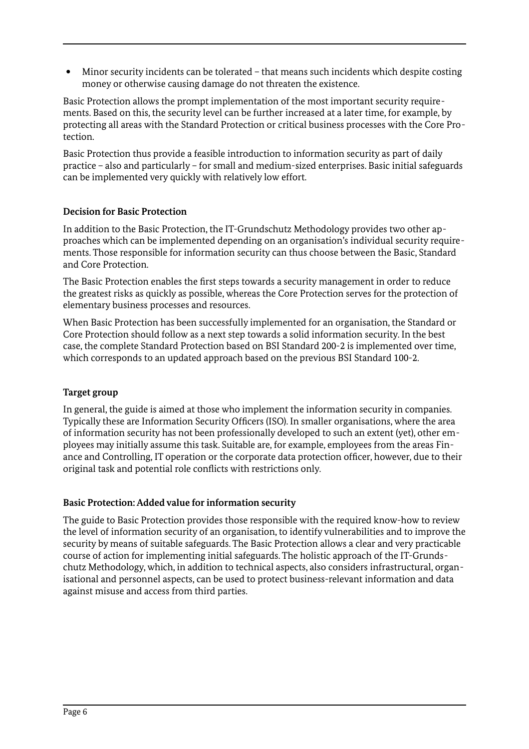- Minor security incidents can be tolerated – that means such incidents which despite costing money or otherwise causing damage do not threaten the existence.

Basic Protection allows the prompt implementation of the most important security requirements. Based on this, the security level can be further increased at a later time, for example, by protecting all areas with the Standard Protection or critical business processes with the Core Protection.

Basic Protection thus provide a feasible introduction to information security as part of daily practice – also and particularly – for small and medium-sized enterprises. Basic initial safeguards can be implemented very quickly with relatively low effort.

### Decision for Basic Protection

In addition to the Basic Protection, the IT-Grundschutz Methodology provides two other approaches which can be implemented depending on an organisation's individual security requirements. Those responsible for information security can thus choose between the Basic, Standard and Core Protection.

The Basic Protection enables the first steps towards a security management in order to reduce the greatest risks as quickly as possible, whereas the Core Protection serves for the protection of elementary business processes and resources.

When Basic Protection has been successfully implemented for an organisation, the Standard or Core Protection should follow as a next step towards a solid information security. In the best case, the complete Standard Protection based on BSI Standard 200-2 is implemented over time, which corresponds to an updated approach based on the previous BSI Standard 100-2.

### Target group

In general, the guide is aimed at those who implement the information security in companies. Typically these are Information Security Officers (ISO). In smaller organisations, where the area of information security has not been professionally developed to such an extent (yet), other employees may initially assume this task. Suitable are, for example, employees from the areas Finance and Controlling, IT operation or the corporate data protection officer, however, due to their original task and potential role conflicts with restrictions only.

### Basic Protection: Added value for information security

The guide to Basic Protection provides those responsible with the required know-how to review the level of information security of an organisation, to identify vulnerabilities and to improve the security by means of suitable safeguards. The Basic Protection allows a clear and very practicable course of action for implementing initial safeguards. The holistic approach of the IT-Grundschutz Methodology, which, in addition to technical aspects, also considers infrastructural, organisational and personnel aspects, can be used to protect business-relevant information and data against misuse and access from third parties.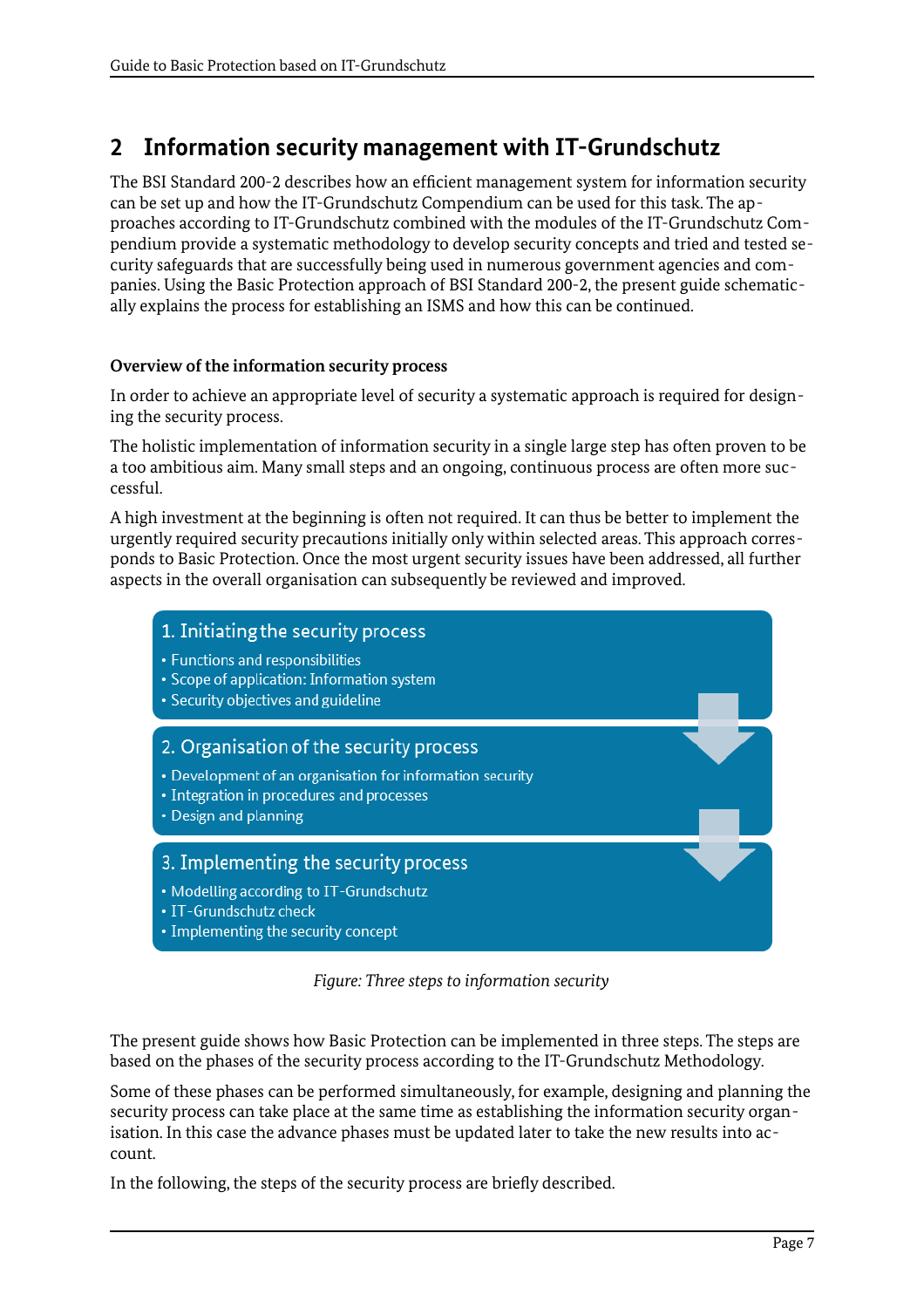# 2 Information security management with IT-Grundschutz

The BSI Standard 200-2 describes how an efficient management system for information security can be set up and how the IT-Grundschutz Compendium can be used for this task. The approaches according to IT-Grundschutz combined with the modules of the IT-Grundschutz Compendium provide a systematic methodology to develop security concepts and tried and tested security safeguards that are successfully being used in numerous government agencies and companies. Using the Basic Protection approach of BSI Standard 200-2, the present guide schematically explains the process for establishing an ISMS and how this can be continued.

**Overview of the information security process**

In order to achieve an appropriate level of security a systematic approach is required for designing the security process.

The holistic implementation of information security in a single large step has often proven to be a too ambitious aim. Many small steps and an ongoing, continuous process are often more successful.

A high investment at the beginning is often not required. It can thus be better to implement the urgently required security precautions initially only within selected areas. This approach corresponds to Basic Protection. Once the most urgent security issues have been addressed, all further aspects in the overall organisation can subsequently be reviewed and improved.

**1. Initiating the security process**
- Functions and responsibilities
- Scope of application: Information system
- Security objectives and guideline

**2. Organisation of the security process**
- Development of an organisation for information security
- Integration in procedures and processes
- Design and planning

**3. Implementing the security process**
- Modelling according to IT-Grundschutz
- IT-Grundschutz check
- Implementing the security concept

*Figure: Three steps to information security*

The present guide shows how Basic Protection can be implemented in three steps. The steps are based on the phases of the security process according to the IT-Grundschutz Methodology.

Some of these phases can be performed simultaneously, for example, designing and planning the security process can take place at the same time as establishing the information security organisation. In this case the advance phases must be updated later to take the new results into account.

In the following, the steps of the security process are briefly described.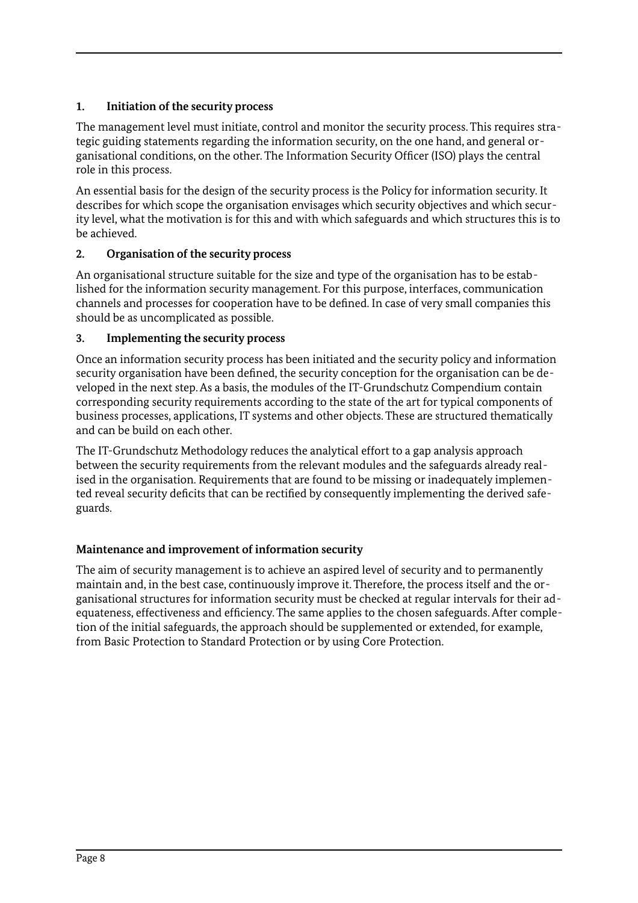### 1. Initiation of the security process

The management level must initiate, control and monitor the security process. This requires strategic guiding statements regarding the information security, on the one hand, and general organisational conditions, on the other. The Information Security Officer (ISO) plays the central role in this process.

An essential basis for the design of the security process is the Policy for information security. It describes for which scope the organisation envisages which security objectives and which security level, what the motivation is for this and with which safeguards and which structures this is to be achieved.

### 2. Organisation of the security process

An organisational structure suitable for the size and type of the organisation has to be established for the information security management. For this purpose, interfaces, communication channels and processes for cooperation have to be defined. In case of very small companies this should be as uncomplicated as possible.

### 3. Implementing the security process

Once an information security process has been initiated and the security policy and information security organisation have been defined, the security conception for the organisation can be developed in the next step. As a basis, the modules of the IT-Grundschutz Compendium contain corresponding security requirements according to the state of the art for typical components of business processes, applications, IT systems and other objects. These are structured thematically and can be build on each other.

The IT-Grundschutz Methodology reduces the analytical effort to a gap analysis approach between the security requirements from the relevant modules and the safeguards already realised in the organisation. Requirements that are found to be missing or inadequately implemented reveal security deficits that can be rectified by consequently implementing the derived safeguards.

### Maintenance and improvement of information security

The aim of security management is to achieve an aspired level of security and to permanently maintain and, in the best case, continuously improve it. Therefore, the process itself and the organisational structures for information security must be checked at regular intervals for their adequateness, effectiveness and efficiency. The same applies to the chosen safeguards. After completion of the initial safeguards, the approach should be supplemented or extended, for example, from Basic Protection to Standard Protection or by using Core Protection.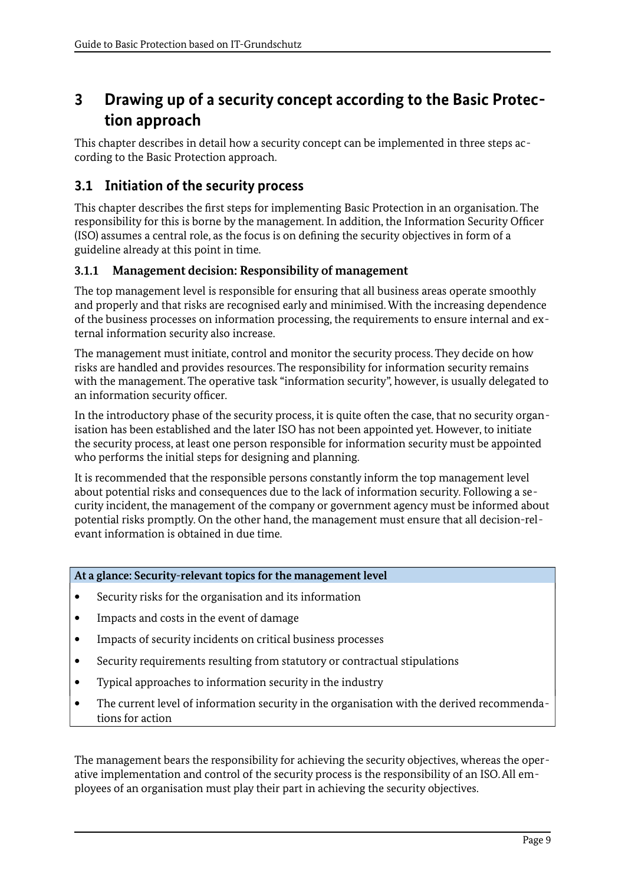# 3 Drawing up of a security concept according to the Basic Protection approach

This chapter describes in detail how a security concept can be implemented in three steps according to the Basic Protection approach.

## 3.1 Initiation of the security process

This chapter describes the first steps for implementing Basic Protection in an organisation. The responsibility for this is borne by the management. In addition, the Information Security Officer (ISO) assumes a central role, as the focus is on defining the security objectives in form of a guideline already at this point in time.

### 3.1.1 Management decision: Responsibility of management

The top management level is responsible for ensuring that all business areas operate smoothly and properly and that risks are recognised early and minimised. With the increasing dependence of the business processes on information processing, the requirements to ensure internal and external information security also increase.

The management must initiate, control and monitor the security process. They decide on how risks are handled and provides resources. The responsibility for information security remains with the management. The operative task "information security", however, is usually delegated to an information security officer.

In the introductory phase of the security process, it is quite often the case, that no security organisation has been established and the later ISO has not been appointed yet. However, to initiate the security process, at least one person responsible for information security must be appointed who performs the initial steps for designing and planning.

It is recommended that the responsible persons constantly inform the top management level about potential risks and consequences due to the lack of information security. Following a security incident, the management of the company or government agency must be informed about potential risks promptly. On the other hand, the management must ensure that all decision-relevant information is obtained in due time.

**At a glance: Security-relevant topics for the management level**

- Security risks for the organisation and its information
- Impacts and costs in the event of damage
- Impacts of security incidents on critical business processes
- Security requirements resulting from statutory or contractual stipulations
- Typical approaches to information security in the industry
- The current level of information security in the organisation with the derived recommendations for action

The management bears the responsibility for achieving the security objectives, whereas the operative implementation and control of the security process is the responsibility of an ISO. All employees of an organisation must play their part in achieving the security objectives.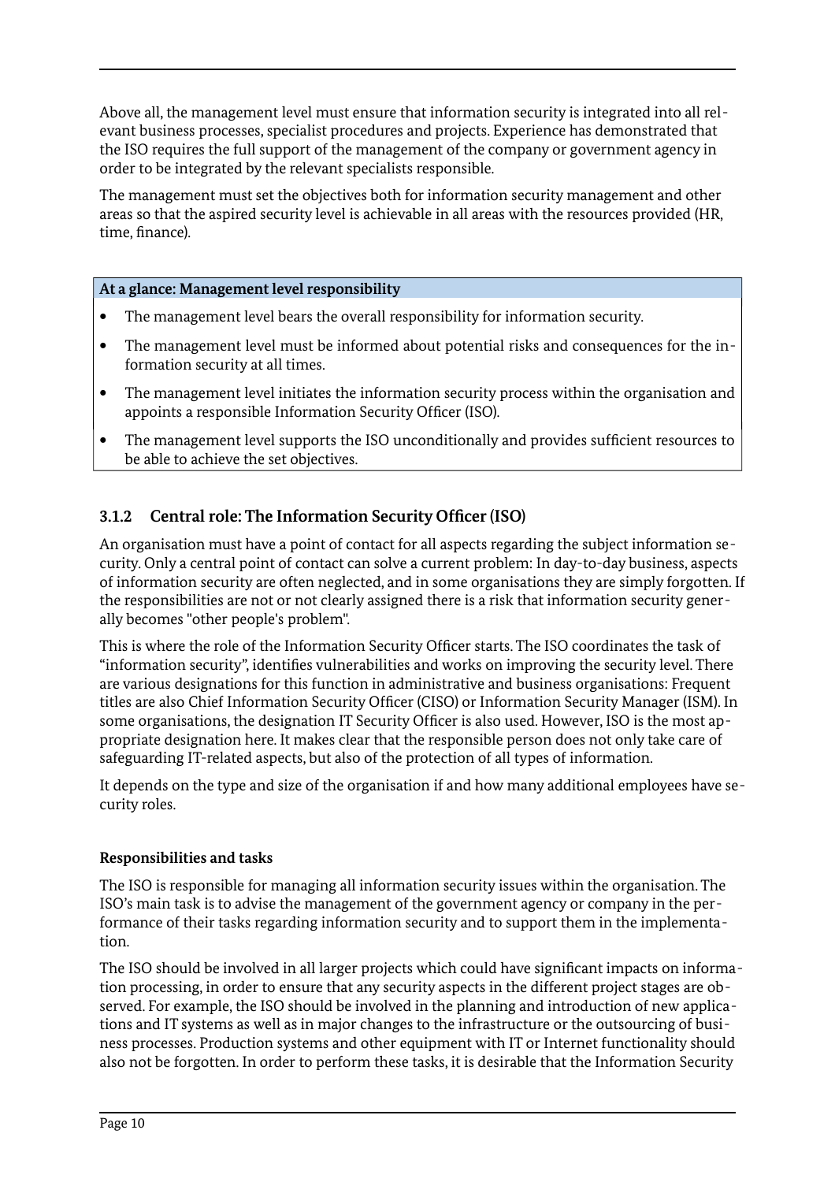Above all, the management level must ensure that information security is integrated into all relevant business processes, specialist procedures and projects. Experience has demonstrated that the ISO requires the full support of the management of the company or government agency in order to be integrated by the relevant specialists responsible.

The management must set the objectives both for information security management and other areas so that the aspired security level is achievable in all areas with the resources provided (HR, time, finance).

| At a glance: Management level responsibility |
|---|
| • The management level bears the overall responsibility for information security.<br>• The management level must be informed about potential risks and consequences for the information security at all times.<br>• The management level initiates the information security process within the organisation and appoints a responsible Information Security Officer (ISO).<br>• The management level supports the ISO unconditionally and provides sufficient resources to be able to achieve the set objectives. |

### 3.1.2 Central role: The Information Security Officer (ISO)

An organisation must have a point of contact for all aspects regarding the subject information security. Only a central point of contact can solve a current problem: In day-to-day business, aspects of information security are often neglected, and in some organisations they are simply forgotten. If the responsibilities are not or not clearly assigned there is a risk that information security generally becomes "other people's problem".

This is where the role of the Information Security Officer starts. The ISO coordinates the task of "information security", identifies vulnerabilities and works on improving the security level. There are various designations for this function in administrative and business organisations: Frequent titles are also Chief Information Security Officer (CISO) or Information Security Manager (ISM). In some organisations, the designation IT Security Officer is also used. However, ISO is the most appropriate designation here. It makes clear that the responsible person does not only take care of safeguarding IT-related aspects, but also of the protection of all types of information.

It depends on the type and size of the organisation if and how many additional employees have security roles.

#### Responsibilities and tasks

The ISO is responsible for managing all information security issues within the organisation. The ISO's main task is to advise the management of the government agency or company in the performance of their tasks regarding information security and to support them in the implementation.

The ISO should be involved in all larger projects which could have significant impacts on information processing, in order to ensure that any security aspects in the different project stages are observed. For example, the ISO should be involved in the planning and introduction of new applications and IT systems as well as in major changes to the infrastructure or the outsourcing of business processes. Production systems and other equipment with IT or Internet functionality should also not be forgotten. In order to perform these tasks, it is desirable that the Information Security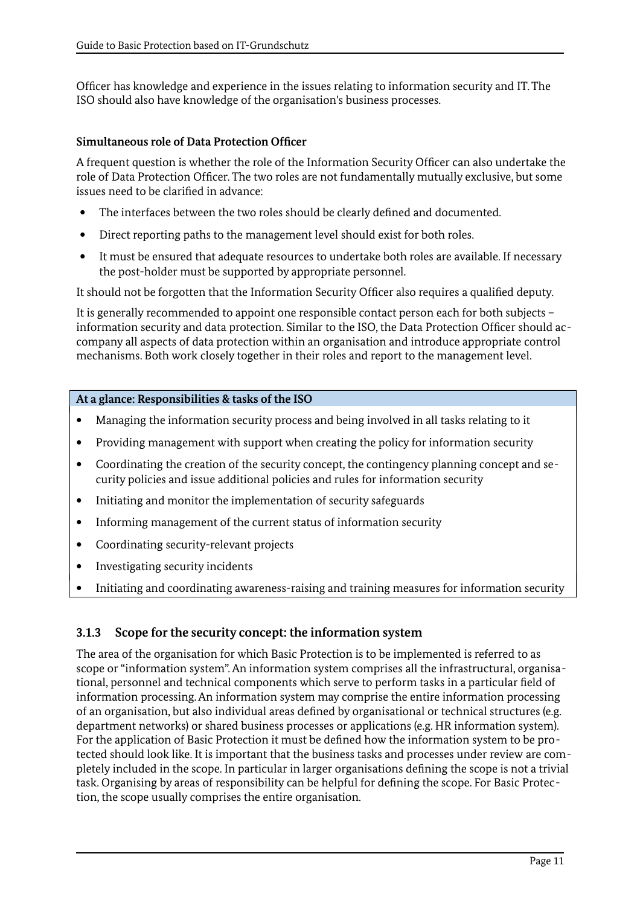Officer has knowledge and experience in the issues relating to information security and IT. The ISO should also have knowledge of the organisation's business processes.

#### Simultaneous role of Data Protection Officer

A frequent question is whether the role of the Information Security Officer can also undertake the role of Data Protection Officer. The two roles are not fundamentally mutually exclusive, but some issues need to be clarified in advance:

- The interfaces between the two roles should be clearly defined and documented.
- Direct reporting paths to the management level should exist for both roles.
- It must be ensured that adequate resources to undertake both roles are available. If necessary the post-holder must be supported by appropriate personnel.

It should not be forgotten that the Information Security Officer also requires a qualified deputy.

It is generally recommended to appoint one responsible contact person each for both subjects – information security and data protection. Similar to the ISO, the Data Protection Officer should accompany all aspects of data protection within an organisation and introduce appropriate control mechanisms. Both work closely together in their roles and report to the management level.

**At a glance: Responsibilities & tasks of the ISO**

- Managing the information security process and being involved in all tasks relating to it
- Providing management with support when creating the policy for information security
- Coordinating the creation of the security concept, the contingency planning concept and security policies and issue additional policies and rules for information security
- Initiating and monitor the implementation of security safeguards
- Informing management of the current status of information security
- Coordinating security-relevant projects
- Investigating security incidents
- Initiating and coordinating awareness-raising and training measures for information security

### 3.1.3 Scope for the security concept: the information system

The area of the organisation for which Basic Protection is to be implemented is referred to as scope or "information system". An information system comprises all the infrastructural, organisational, personnel and technical components which serve to perform tasks in a particular field of information processing. An information system may comprise the entire information processing of an organisation, but also individual areas defined by organisational or technical structures (e.g. department networks) or shared business processes or applications (e.g. HR information system). For the application of Basic Protection it must be defined how the information system to be protected should look like. It is important that the business tasks and processes under review are completely included in the scope. In particular in larger organisations defining the scope is not a trivial task. Organising by areas of responsibility can be helpful for defining the scope. For Basic Protection, the scope usually comprises the entire organisation.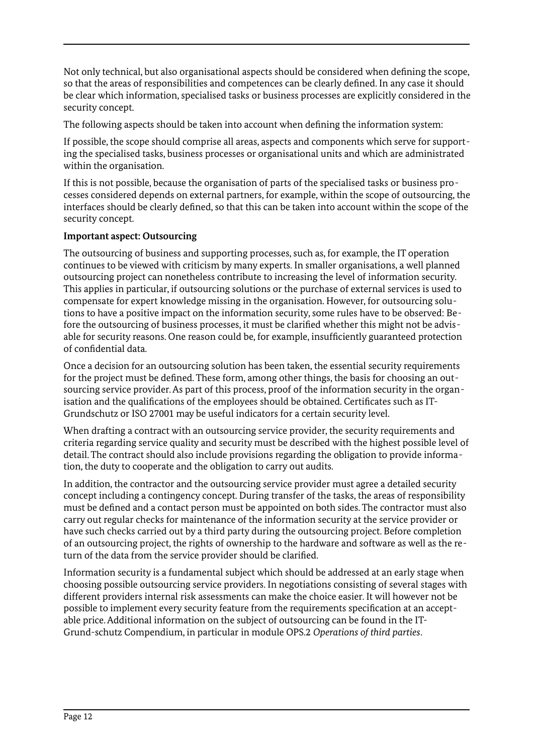Not only technical, but also organisational aspects should be considered when defining the scope, so that the areas of responsibilities and competences can be clearly defined. In any case it should be clear which information, specialised tasks or business processes are explicitly considered in the security concept.

The following aspects should be taken into account when defining the information system:

If possible, the scope should comprise all areas, aspects and components which serve for supporting the specialised tasks, business processes or organisational units and which are administrated within the organisation.

If this is not possible, because the organisation of parts of the specialised tasks or business processes considered depends on external partners, for example, within the scope of outsourcing, the interfaces should be clearly defined, so that this can be taken into account within the scope of the security concept.

**Important aspect: Outsourcing**

The outsourcing of business and supporting processes, such as, for example, the IT operation continues to be viewed with criticism by many experts. In smaller organisations, a well planned outsourcing project can nonetheless contribute to increasing the level of information security. This applies in particular, if outsourcing solutions or the purchase of external services is used to compensate for expert knowledge missing in the organisation. However, for outsourcing solutions to have a positive impact on the information security, some rules have to be observed: Before the outsourcing of business processes, it must be clarified whether this might not be advisable for security reasons. One reason could be, for example, insufficiently guaranteed protection of confidential data.

Once a decision for an outsourcing solution has been taken, the essential security requirements for the project must be defined. These form, among other things, the basis for choosing an outsourcing service provider. As part of this process, proof of the information security in the organisation and the qualifications of the employees should be obtained. Certificates such as IT-Grundschutz or ISO 27001 may be useful indicators for a certain security level.

When drafting a contract with an outsourcing service provider, the security requirements and criteria regarding service quality and security must be described with the highest possible level of detail. The contract should also include provisions regarding the obligation to provide information, the duty to cooperate and the obligation to carry out audits.

In addition, the contractor and the outsourcing service provider must agree a detailed security concept including a contingency concept. During transfer of the tasks, the areas of responsibility must be defined and a contact person must be appointed on both sides. The contractor must also carry out regular checks for maintenance of the information security at the service provider or have such checks carried out by a third party during the outsourcing project. Before completion of an outsourcing project, the rights of ownership to the hardware and software as well as the return of the data from the service provider should be clarified.

Information security is a fundamental subject which should be addressed at an early stage when choosing possible outsourcing service providers. In negotiations consisting of several stages with different providers internal risk assessments can make the choice easier. It will however not be possible to implement every security feature from the requirements specification at an acceptable price. Additional information on the subject of outsourcing can be found in the IT-Grund-schutz Compendium, in particular in module OPS.2 *Operations of third parties*.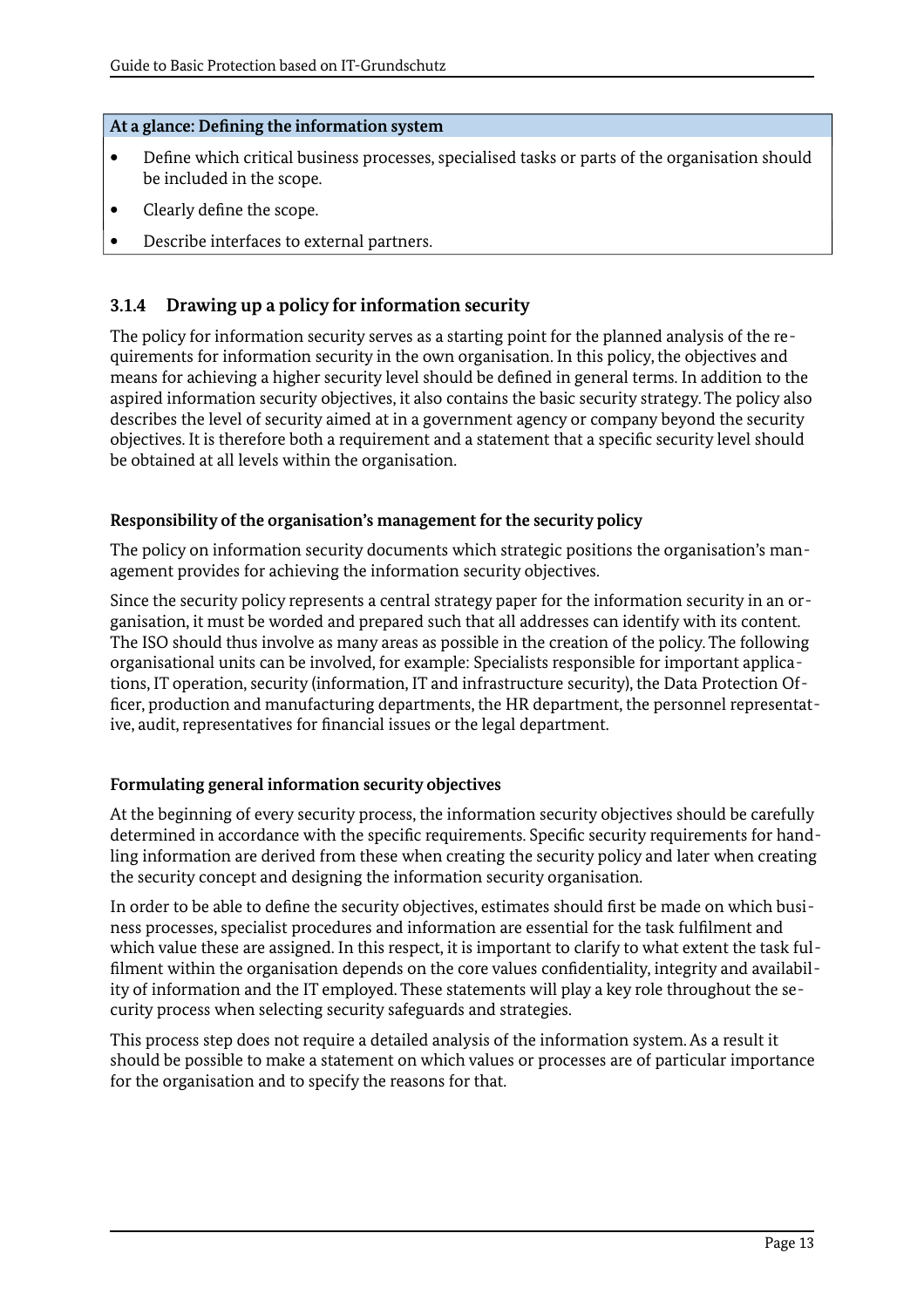**At a glance: Defining the information system**

- Define which critical business processes, specialised tasks or parts of the organisation should be included in the scope.
- Clearly define the scope.
- Describe interfaces to external partners.

### 3.1.4 Drawing up a policy for information security

The policy for information security serves as a starting point for the planned analysis of the requirements for information security in the own organisation. In this policy, the objectives and means for achieving a higher security level should be defined in general terms. In addition to the aspired information security objectives, it also contains the basic security strategy. The policy also describes the level of security aimed at in a government agency or company beyond the security objectives. It is therefore both a requirement and a statement that a specific security level should be obtained at all levels within the organisation.

#### Responsibility of the organisation's management for the security policy

The policy on information security documents which strategic positions the organisation's management provides for achieving the information security objectives.

Since the security policy represents a central strategy paper for the information security in an organisation, it must be worded and prepared such that all addresses can identify with its content. The ISO should thus involve as many areas as possible in the creation of the policy. The following organisational units can be involved, for example: Specialists responsible for important applications, IT operation, security (information, IT and infrastructure security), the Data Protection Officer, production and manufacturing departments, the HR department, the personnel representative, audit, representatives for financial issues or the legal department.

#### Formulating general information security objectives

At the beginning of every security process, the information security objectives should be carefully determined in accordance with the specific requirements. Specific security requirements for handling information are derived from these when creating the security policy and later when creating the security concept and designing the information security organisation.

In order to be able to define the security objectives, estimates should first be made on which business processes, specialist procedures and information are essential for the task fulfilment and which value these are assigned. In this respect, it is important to clarify to what extent the task fulfilment within the organisation depends on the core values confidentiality, integrity and availability of information and the IT employed. These statements will play a key role throughout the security process when selecting security safeguards and strategies.

This process step does not require a detailed analysis of the information system. As a result it should be possible to make a statement on which values or processes are of particular importance for the organisation and to specify the reasons for that.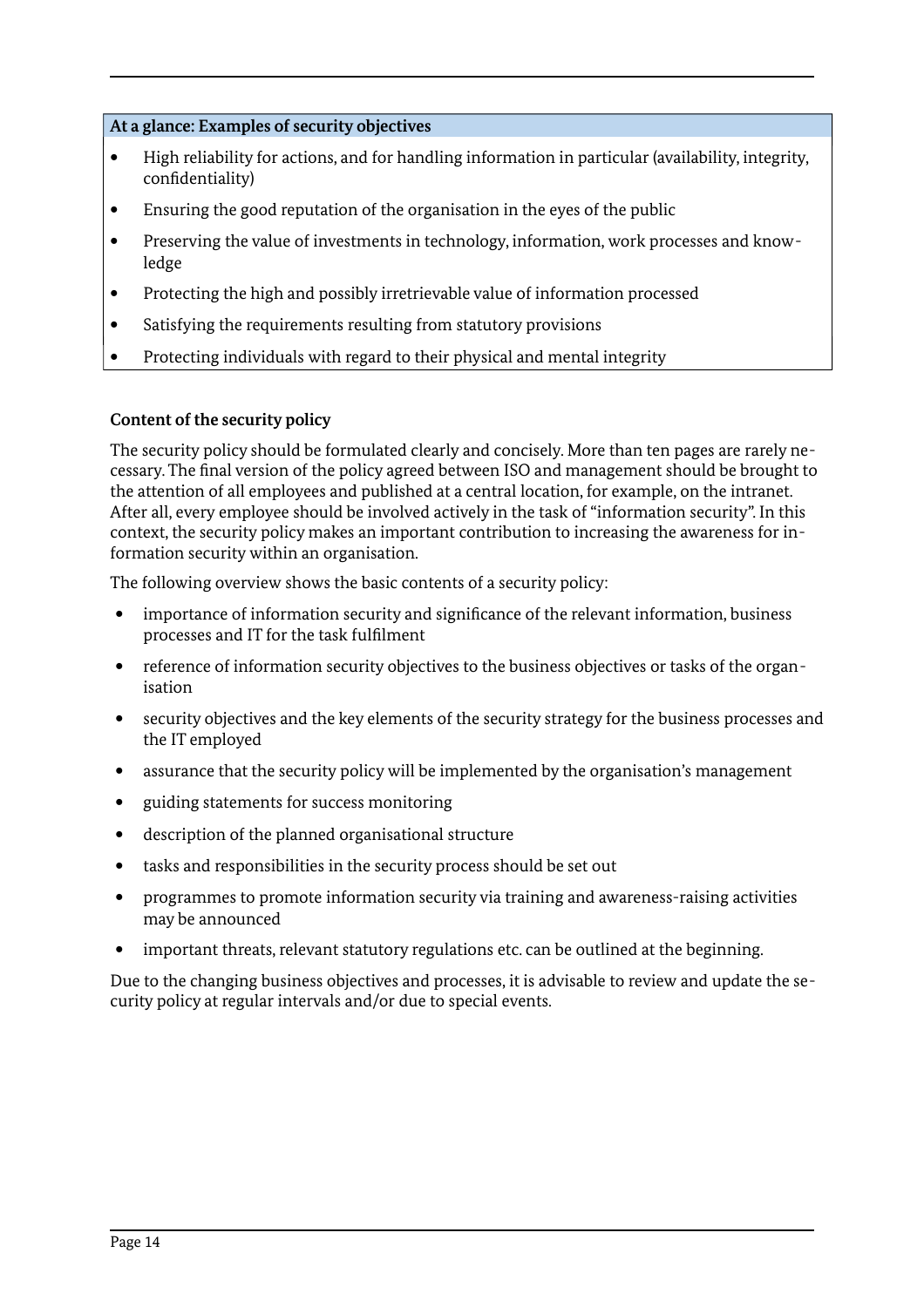**At a glance: Examples of security objectives**

- High reliability for actions, and for handling information in particular (availability, integrity, confidentiality)
- Ensuring the good reputation of the organisation in the eyes of the public
- Preserving the value of investments in technology, information, work processes and knowledge
- Protecting the high and possibly irretrievable value of information processed
- Satisfying the requirements resulting from statutory provisions
- Protecting individuals with regard to their physical and mental integrity

**Content of the security policy**

The security policy should be formulated clearly and concisely. More than ten pages are rarely necessary. The final version of the policy agreed between ISO and management should be brought to the attention of all employees and published at a central location, for example, on the intranet. After all, every employee should be involved actively in the task of "information security". In this context, the security policy makes an important contribution to increasing the awareness for information security within an organisation.

The following overview shows the basic contents of a security policy:

- importance of information security and significance of the relevant information, business processes and IT for the task fulfilment
- reference of information security objectives to the business objectives or tasks of the organisation
- security objectives and the key elements of the security strategy for the business processes and the IT employed
- assurance that the security policy will be implemented by the organisation's management
- guiding statements for success monitoring
- description of the planned organisational structure
- tasks and responsibilities in the security process should be set out
- programmes to promote information security via training and awareness-raising activities may be announced
- important threats, relevant statutory regulations etc. can be outlined at the beginning.

Due to the changing business objectives and processes, it is advisable to review and update the security policy at regular intervals and/or due to special events.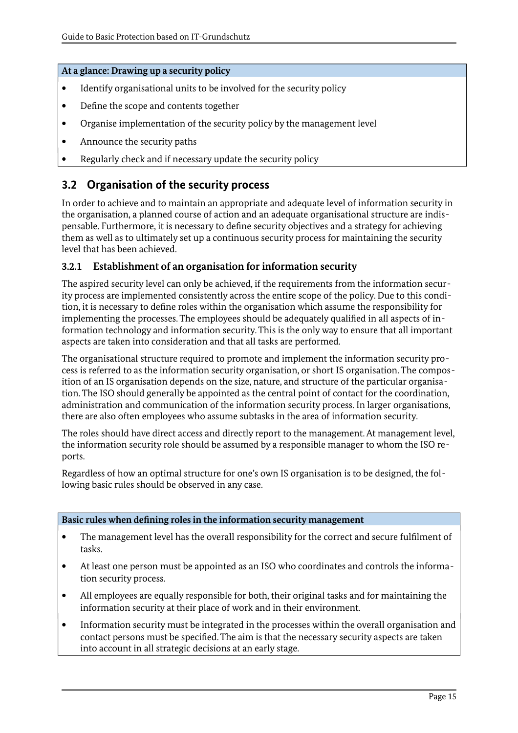**At a glance: Drawing up a security policy**

- Identify organisational units to be involved for the security policy
- Define the scope and contents together
- Organise implementation of the security policy by the management level
- Announce the security paths
- Regularly check and if necessary update the security policy

## 3.2 Organisation of the security process

In order to achieve and to maintain an appropriate and adequate level of information security in the organisation, a planned course of action and an adequate organisational structure are indispensable. Furthermore, it is necessary to define security objectives and a strategy for achieving them as well as to ultimately set up a continuous security process for maintaining the security level that has been achieved.

### 3.2.1 Establishment of an organisation for information security

The aspired security level can only be achieved, if the requirements from the information security process are implemented consistently across the entire scope of the policy. Due to this condition, it is necessary to define roles within the organisation which assume the responsibility for implementing the processes. The employees should be adequately qualified in all aspects of information technology and information security. This is the only way to ensure that all important aspects are taken into consideration and that all tasks are performed.

The organisational structure required to promote and implement the information security process is referred to as the information security organisation, or short IS organisation. The composition of an IS organisation depends on the size, nature, and structure of the particular organisation. The ISO should generally be appointed as the central point of contact for the coordination, administration and communication of the information security process. In larger organisations, there are also often employees who assume subtasks in the area of information security.

The roles should have direct access and directly report to the management. At management level, the information security role should be assumed by a responsible manager to whom the ISO reports.

Regardless of how an optimal structure for one's own IS organisation is to be designed, the following basic rules should be observed in any case.

**Basic rules when defining roles in the information security management**

- The management level has the overall responsibility for the correct and secure fulfilment of tasks.
- At least one person must be appointed as an ISO who coordinates and controls the information security process.
- All employees are equally responsible for both, their original tasks and for maintaining the information security at their place of work and in their environment.
- Information security must be integrated in the processes within the overall organisation and contact persons must be specified. The aim is that the necessary security aspects are taken into account in all strategic decisions at an early stage.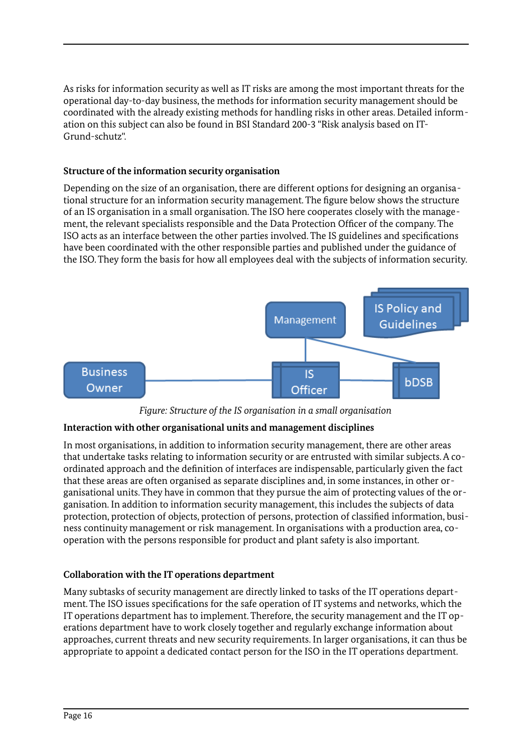As risks for information security as well as IT risks are among the most important threats for the operational day-to-day business, the methods for information security management should be coordinated with the already existing methods for handling risks in other areas. Detailed information on this subject can also be found in BSI Standard 200-3 "Risk analysis based on IT-Grund-schutz".

### Structure of the information security organisation

Depending on the size of an organisation, there are different options for designing an organisational structure for an information security management. The figure below shows the structure of an IS organisation in a small organisation. The ISO here cooperates closely with the management, the relevant specialists responsible and the Data Protection Officer of the company. The ISO acts as an interface between the other parties involved. The IS guidelines and specifications have been coordinated with the other responsible parties and published under the guidance of the ISO. They form the basis for how all employees deal with the subjects of information security.

Management

IS Policy and Guidelines

Business Owner — IS Officer — bDSB

*Figure: Structure of the IS organisation in a small organisation*

### Interaction with other organisational units and management disciplines

In most organisations, in addition to information security management, there are other areas that undertake tasks relating to information security or are entrusted with similar subjects. A coordinated approach and the definition of interfaces are indispensable, particularly given the fact that these areas are often organised as separate disciplines and, in some instances, in other organisational units. They have in common that they pursue the aim of protecting values of the organisation. In addition to information security management, this includes the subjects of data protection, protection of objects, protection of persons, protection of classified information, business continuity management or risk management. In organisations with a production area, cooperation with the persons responsible for product and plant safety is also important.

### Collaboration with the IT operations department

Many subtasks of security management are directly linked to tasks of the IT operations department. The ISO issues specifications for the safe operation of IT systems and networks, which the IT operations department has to implement. Therefore, the security management and the IT operations department have to work closely together and regularly exchange information about approaches, current threats and new security requirements. In larger organisations, it can thus be appropriate to appoint a dedicated contact person for the ISO in the IT operations department.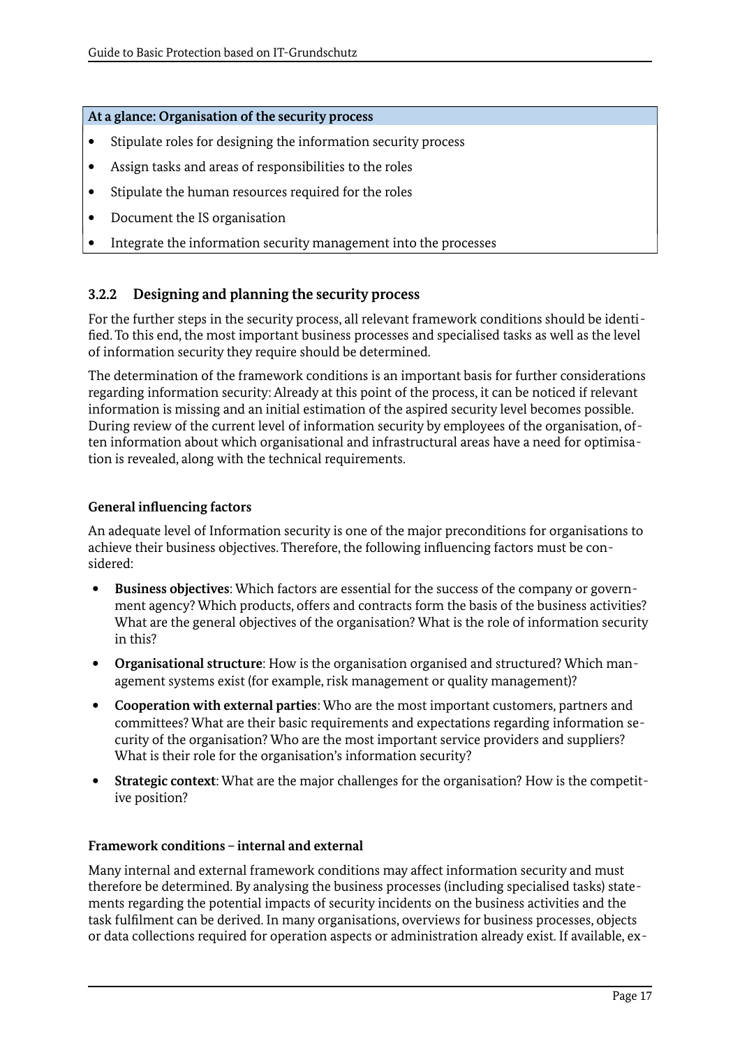**At a glance: Organisation of the security process**

- Stipulate roles for designing the information security process
- Assign tasks and areas of responsibilities to the roles
- Stipulate the human resources required for the roles
- Document the IS organisation
- Integrate the information security management into the processes

### 3.2.2 Designing and planning the security process

For the further steps in the security process, all relevant framework conditions should be identified. To this end, the most important business processes and specialised tasks as well as the level of information security they require should be determined.

The determination of the framework conditions is an important basis for further considerations regarding information security: Already at this point of the process, it can be noticed if relevant information is missing and an initial estimation of the aspired security level becomes possible. During review of the current level of information security by employees of the organisation, often information about which organisational and infrastructural areas have a need for optimisation is revealed, along with the technical requirements.

#### General influencing factors

An adequate level of Information security is one of the major preconditions for organisations to achieve their business objectives. Therefore, the following influencing factors must be considered:

- **Business objectives**: Which factors are essential for the success of the company or government agency? Which products, offers and contracts form the basis of the business activities? What are the general objectives of the organisation? What is the role of information security in this?
- **Organisational structure**: How is the organisation organised and structured? Which management systems exist (for example, risk management or quality management)?
- **Cooperation with external parties**: Who are the most important customers, partners and committees? What are their basic requirements and expectations regarding information security of the organisation? Who are the most important service providers and suppliers? What is their role for the organisation's information security?
- **Strategic context**: What are the major challenges for the organisation? How is the competitive position?

#### Framework conditions – internal and external

Many internal and external framework conditions may affect information security and must therefore be determined. By analysing the business processes (including specialised tasks) statements regarding the potential impacts of security incidents on the business activities and the task fulfilment can be derived. In many organisations, overviews for business processes, objects or data collections required for operation aspects or administration already exist. If available, ex-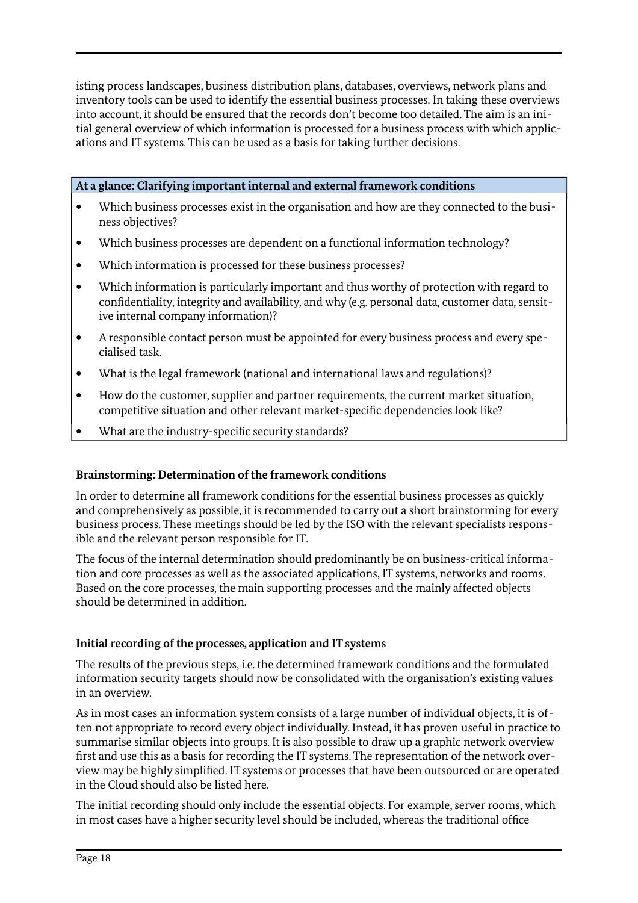isting process landscapes, business distribution plans, databases, overviews, network plans and inventory tools can be used to identify the essential business processes. In taking these overviews into account, it should be ensured that the records don't become too detailed. The aim is an initial general overview of which information is processed for a business process with which applications and IT systems. This can be used as a basis for taking further decisions.

**At a glance: Clarifying important internal and external framework conditions**

- Which business processes exist in the organisation and how are they connected to the business objectives?
- Which business processes are dependent on a functional information technology?
- Which information is processed for these business processes?
- Which information is particularly important and thus worthy of protection with regard to confidentiality, integrity and availability, and why (e.g. personal data, customer data, sensitive internal company information)?
- A responsible contact person must be appointed for every business process and every specialised task.
- What is the legal framework (national and international laws and regulations)?
- How do the customer, supplier and partner requirements, the current market situation, competitive situation and other relevant market-specific dependencies look like?
- What are the industry-specific security standards?

**Brainstorming: Determination of the framework conditions**

In order to determine all framework conditions for the essential business processes as quickly and comprehensively as possible, it is recommended to carry out a short brainstorming for every business process. These meetings should be led by the ISO with the relevant specialists responsible and the relevant person responsible for IT.

The focus of the internal determination should predominantly be on business-critical information and core processes as well as the associated applications, IT systems, networks and rooms. Based on the core processes, the main supporting processes and the mainly affected objects should be determined in addition.

**Initial recording of the processes, application and IT systems**

The results of the previous steps, i.e. the determined framework conditions and the formulated information security targets should now be consolidated with the organisation's existing values in an overview.

As in most cases an information system consists of a large number of individual objects, it is often not appropriate to record every object individually. Instead, it has proven useful in practice to summarise similar objects into groups. It is also possible to draw up a graphic network overview first and use this as a basis for recording the IT systems. The representation of the network overview may be highly simplified. IT systems or processes that have been outsourced or are operated in the Cloud should also be listed here.

The initial recording should only include the essential objects. For example, server rooms, which in most cases have a higher security level should be included, whereas the traditional office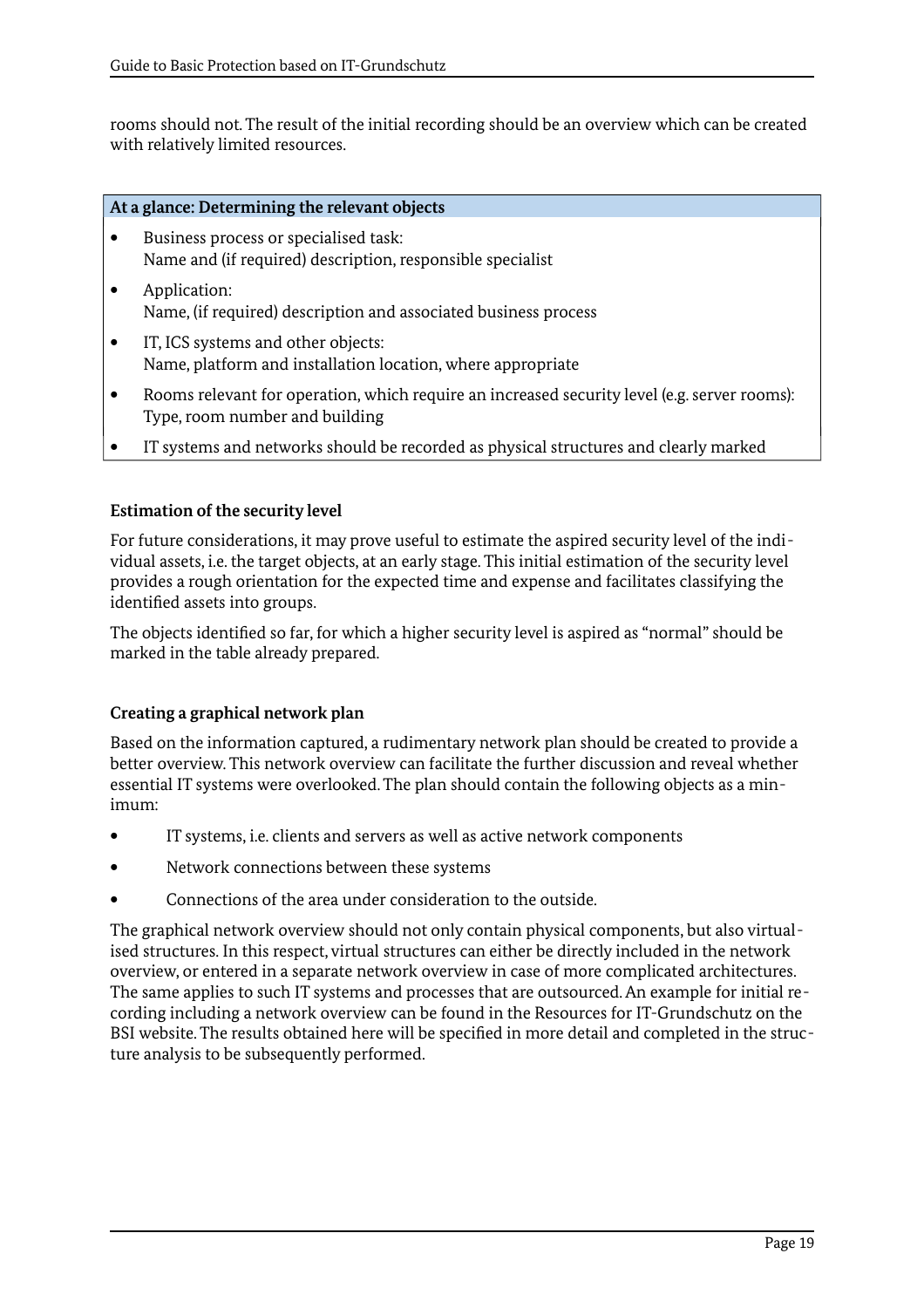rooms should not. The result of the initial recording should be an overview which can be created with relatively limited resources.

**At a glance: Determining the relevant objects**

- Business process or specialised task:
  Name and (if required) description, responsible specialist
- Application:
  Name, (if required) description and associated business process
- IT, ICS systems and other objects:
  Name, platform and installation location, where appropriate
- Rooms relevant for operation, which require an increased security level (e.g. server rooms):
  Type, room number and building
- IT systems and networks should be recorded as physical structures and clearly marked

#### Estimation of the security level

For future considerations, it may prove useful to estimate the aspired security level of the individual assets, i.e. the target objects, at an early stage. This initial estimation of the security level provides a rough orientation for the expected time and expense and facilitates classifying the identified assets into groups.

The objects identified so far, for which a higher security level is aspired as "normal" should be marked in the table already prepared.

#### Creating a graphical network plan

Based on the information captured, a rudimentary network plan should be created to provide a better overview. This network overview can facilitate the further discussion and reveal whether essential IT systems were overlooked. The plan should contain the following objects as a minimum:

- IT systems, i.e. clients and servers as well as active network components
- Network connections between these systems
- Connections of the area under consideration to the outside.

The graphical network overview should not only contain physical components, but also virtualised structures. In this respect, virtual structures can either be directly included in the network overview, or entered in a separate network overview in case of more complicated architectures. The same applies to such IT systems and processes that are outsourced. An example for initial recording including a network overview can be found in the Resources for IT-Grundschutz on the BSI website. The results obtained here will be specified in more detail and completed in the structure analysis to be subsequently performed.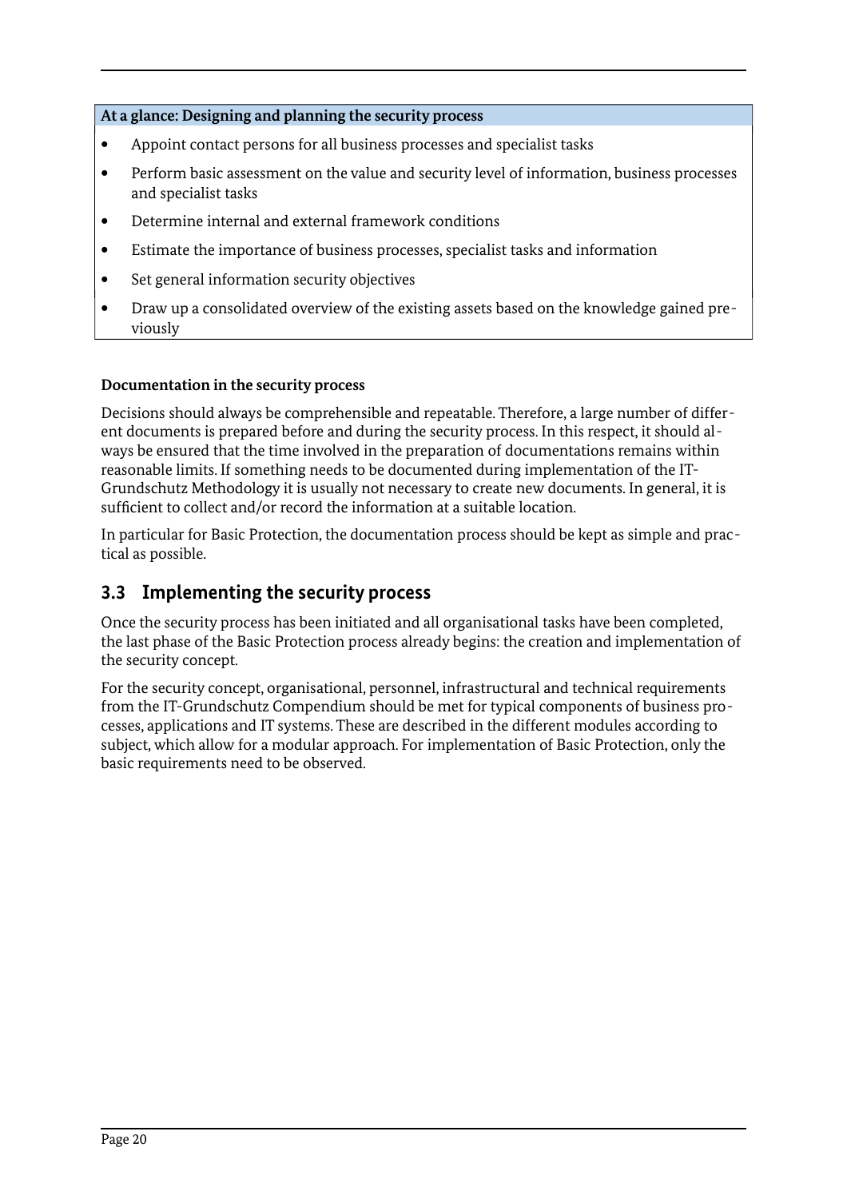**At a glance: Designing and planning the security process**

- Appoint contact persons for all business processes and specialist tasks
- Perform basic assessment on the value and security level of information, business processes and specialist tasks
- Determine internal and external framework conditions
- Estimate the importance of business processes, specialist tasks and information
- Set general information security objectives
- Draw up a consolidated overview of the existing assets based on the knowledge gained previously

**Documentation in the security process**

Decisions should always be comprehensible and repeatable. Therefore, a large number of different documents is prepared before and during the security process. In this respect, it should always be ensured that the time involved in the preparation of documentations remains within reasonable limits. If something needs to be documented during implementation of the IT-Grundschutz Methodology it is usually not necessary to create new documents. In general, it is sufficient to collect and/or record the information at a suitable location.

In particular for Basic Protection, the documentation process should be kept as simple and practical as possible.

## 3.3 Implementing the security process

Once the security process has been initiated and all organisational tasks have been completed, the last phase of the Basic Protection process already begins: the creation and implementation of the security concept.

For the security concept, organisational, personnel, infrastructural and technical requirements from the IT-Grundschutz Compendium should be met for typical components of business processes, applications and IT systems. These are described in the different modules according to subject, which allow for a modular approach. For implementation of Basic Protection, only the basic requirements need to be observed.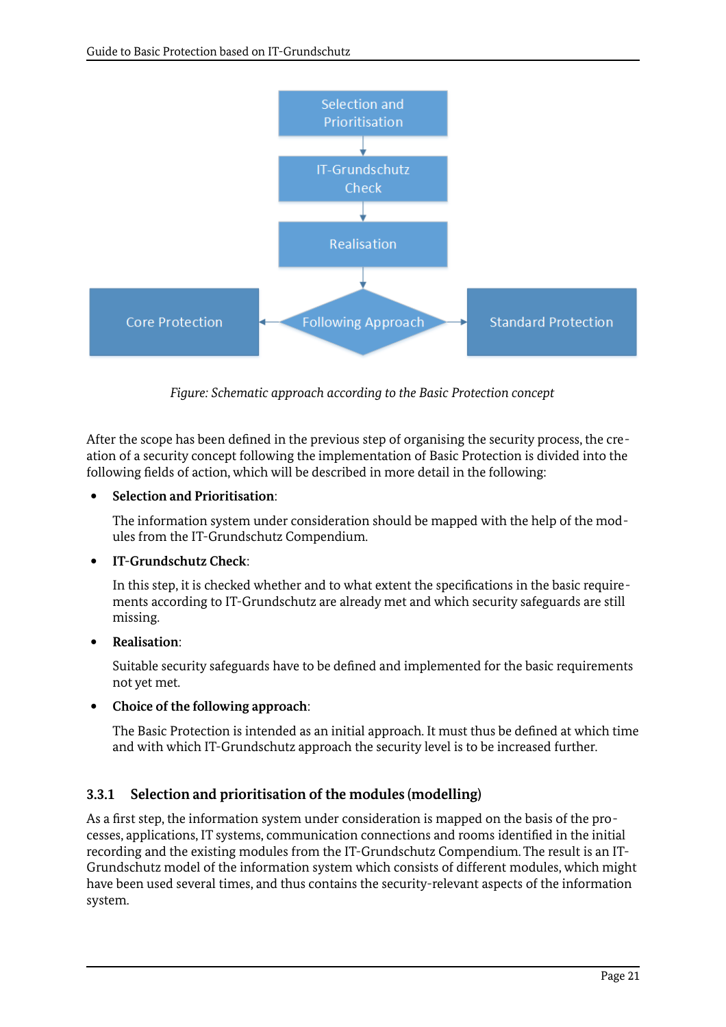*Figure: Schematic approach according to the Basic Protection concept*

After the scope has been defined in the previous step of organising the security process, the creation of a security concept following the implementation of Basic Protection is divided into the following fields of action, which will be described in more detail in the following:

- **Selection and Prioritisation**:

  The information system under consideration should be mapped with the help of the modules from the IT-Grundschutz Compendium.

- **IT-Grundschutz Check**:

  In this step, it is checked whether and to what extent the specifications in the basic requirements according to IT-Grundschutz are already met and which security safeguards are still missing.

- **Realisation**:

  Suitable security safeguards have to be defined and implemented for the basic requirements not yet met.

- **Choice of the following approach**:

  The Basic Protection is intended as an initial approach. It must thus be defined at which time and with which IT-Grundschutz approach the security level is to be increased further.

### 3.3.1 Selection and prioritisation of the modules (modelling)

As a first step, the information system under consideration is mapped on the basis of the processes, applications, IT systems, communication connections and rooms identified in the initial recording and the existing modules from the IT-Grundschutz Compendium. The result is an IT-Grundschutz model of the information system which consists of different modules, which might have been used several times, and thus contains the security-relevant aspects of the information system.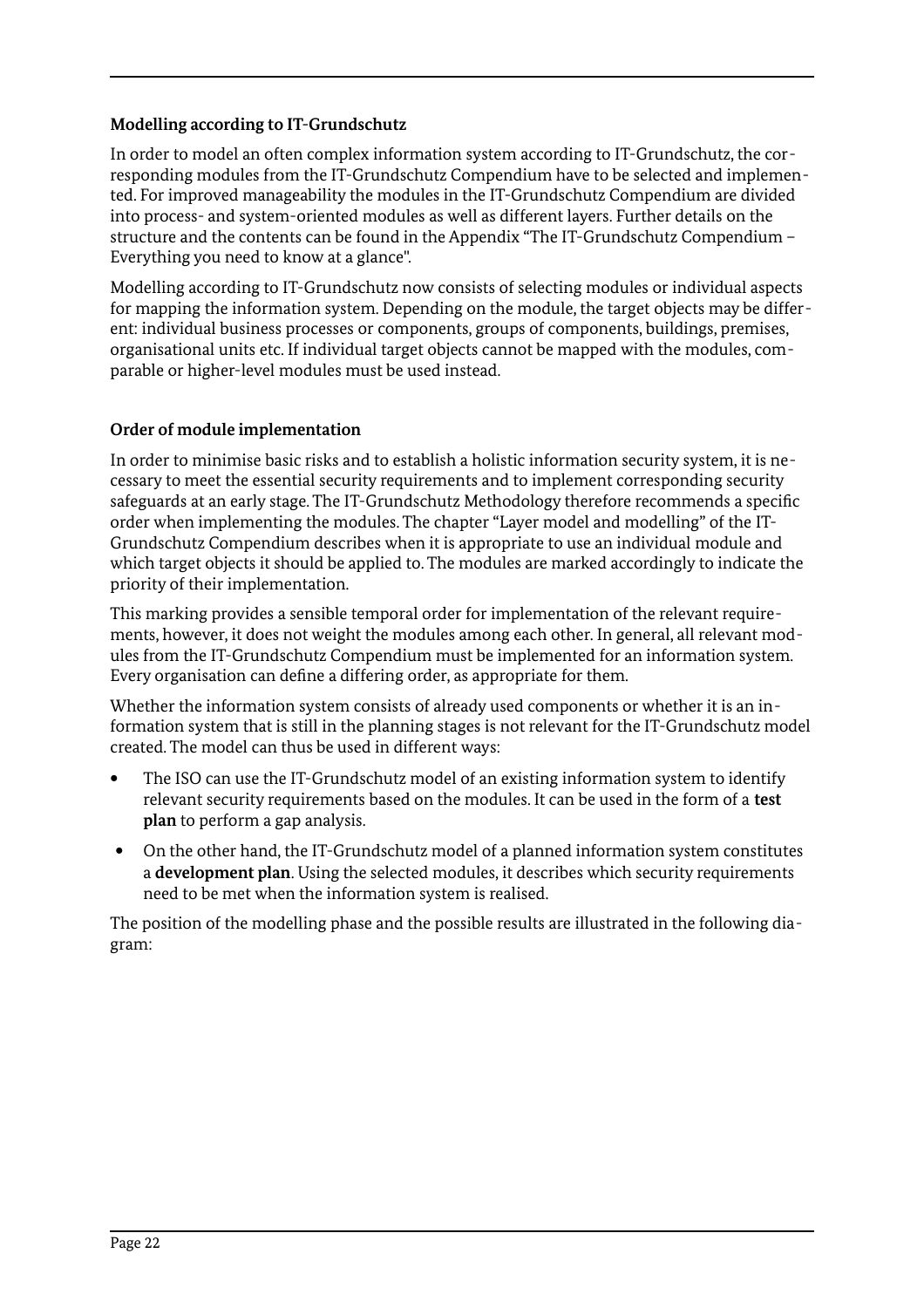### Modelling according to IT-Grundschutz

In order to model an often complex information system according to IT-Grundschutz, the corresponding modules from the IT-Grundschutz Compendium have to be selected and implemented. For improved manageability the modules in the IT-Grundschutz Compendium are divided into process- and system-oriented modules as well as different layers. Further details on the structure and the contents can be found in the Appendix "The IT-Grundschutz Compendium – Everything you need to know at a glance".

Modelling according to IT-Grundschutz now consists of selecting modules or individual aspects for mapping the information system. Depending on the module, the target objects may be different: individual business processes or components, groups of components, buildings, premises, organisational units etc. If individual target objects cannot be mapped with the modules, comparable or higher-level modules must be used instead.

### Order of module implementation

In order to minimise basic risks and to establish a holistic information security system, it is necessary to meet the essential security requirements and to implement corresponding security safeguards at an early stage. The IT-Grundschutz Methodology therefore recommends a specific order when implementing the modules. The chapter "Layer model and modelling" of the IT-Grundschutz Compendium describes when it is appropriate to use an individual module and which target objects it should be applied to. The modules are marked accordingly to indicate the priority of their implementation.

This marking provides a sensible temporal order for implementation of the relevant requirements, however, it does not weight the modules among each other. In general, all relevant modules from the IT-Grundschutz Compendium must be implemented for an information system. Every organisation can define a differing order, as appropriate for them.

Whether the information system consists of already used components or whether it is an information system that is still in the planning stages is not relevant for the IT-Grundschutz model created. The model can thus be used in different ways:

- The ISO can use the IT-Grundschutz model of an existing information system to identify relevant security requirements based on the modules. It can be used in the form of a **test plan** to perform a gap analysis.
- On the other hand, the IT-Grundschutz model of a planned information system constitutes a **development plan**. Using the selected modules, it describes which security requirements need to be met when the information system is realised.

The position of the modelling phase and the possible results are illustrated in the following diagram: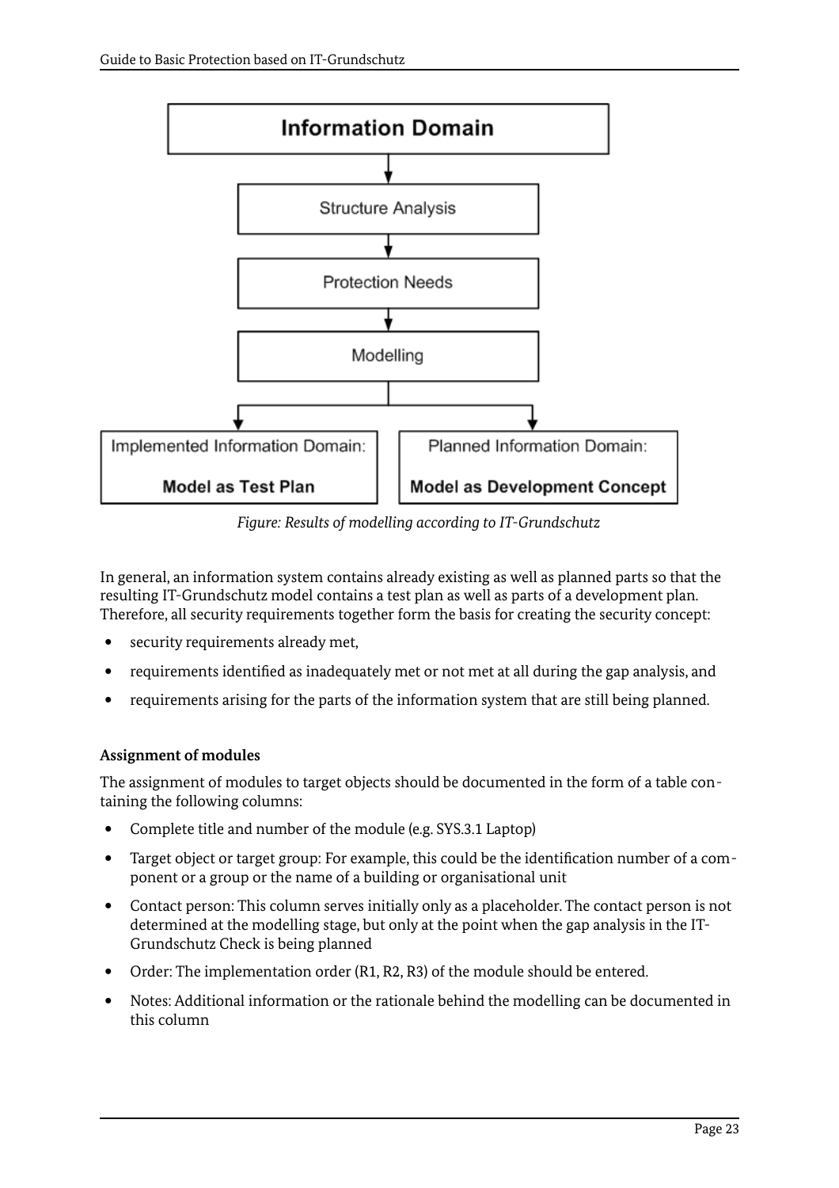*Figure: Results of modelling according to IT-Grundschutz*

In general, an information system contains already existing as well as planned parts so that the resulting IT-Grundschutz model contains a test plan as well as parts of a development plan. Therefore, all security requirements together form the basis for creating the security concept:

- security requirements already met,
- requirements identified as inadequately met or not met at all during the gap analysis, and
- requirements arising for the parts of the information system that are still being planned.

**Assignment of modules**

The assignment of modules to target objects should be documented in the form of a table containing the following columns:

- Complete title and number of the module (e.g. SYS.3.1 Laptop)
- Target object or target group: For example, this could be the identification number of a component or a group or the name of a building or organisational unit
- Contact person: This column serves initially only as a placeholder. The contact person is not determined at the modelling stage, but only at the point when the gap analysis in the IT-Grundschutz Check is being planned
- Order: The implementation order (R1, R2, R3) of the module should be entered.
- Notes: Additional information or the rationale behind the modelling can be documented in this column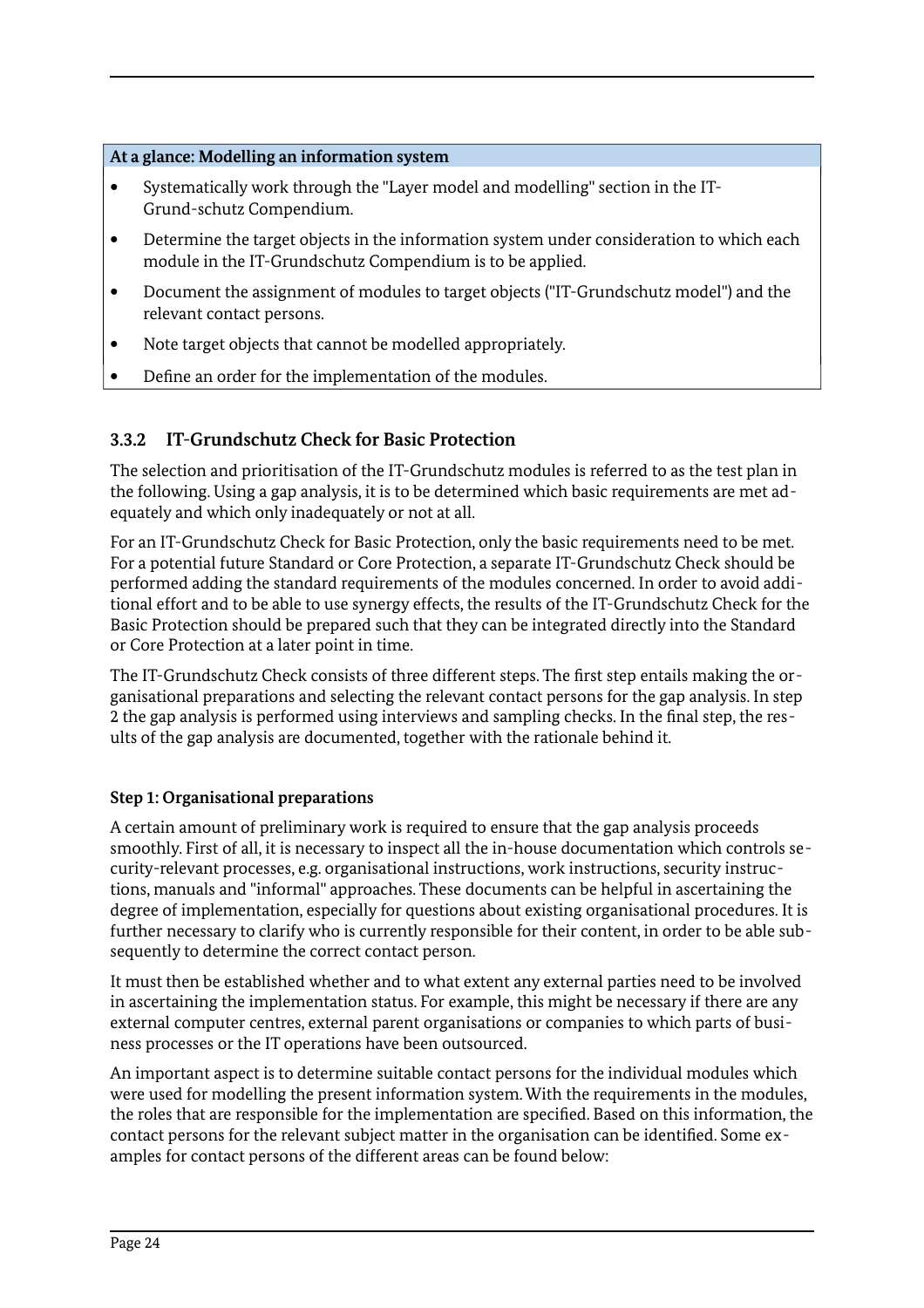**At a glance: Modelling an information system**

- Systematically work through the "Layer model and modelling" section in the IT-Grund-schutz Compendium.
- Determine the target objects in the information system under consideration to which each module in the IT-Grundschutz Compendium is to be applied.
- Document the assignment of modules to target objects ("IT-Grundschutz model") and the relevant contact persons.
- Note target objects that cannot be modelled appropriately.
- Define an order for the implementation of the modules.

### 3.3.2 IT-Grundschutz Check for Basic Protection

The selection and prioritisation of the IT-Grundschutz modules is referred to as the test plan in the following. Using a gap analysis, it is to be determined which basic requirements are met adequately and which only inadequately or not at all.

For an IT-Grundschutz Check for Basic Protection, only the basic requirements need to be met. For a potential future Standard or Core Protection, a separate IT-Grundschutz Check should be performed adding the standard requirements of the modules concerned. In order to avoid additional effort and to be able to use synergy effects, the results of the IT-Grundschutz Check for the Basic Protection should be prepared such that they can be integrated directly into the Standard or Core Protection at a later point in time.

The IT-Grundschutz Check consists of three different steps. The first step entails making the organisational preparations and selecting the relevant contact persons for the gap analysis. In step 2 the gap analysis is performed using interviews and sampling checks. In the final step, the results of the gap analysis are documented, together with the rationale behind it.

**Step 1: Organisational preparations**

A certain amount of preliminary work is required to ensure that the gap analysis proceeds smoothly. First of all, it is necessary to inspect all the in-house documentation which controls security-relevant processes, e.g. organisational instructions, work instructions, security instructions, manuals and "informal" approaches. These documents can be helpful in ascertaining the degree of implementation, especially for questions about existing organisational procedures. It is further necessary to clarify who is currently responsible for their content, in order to be able subsequently to determine the correct contact person.

It must then be established whether and to what extent any external parties need to be involved in ascertaining the implementation status. For example, this might be necessary if there are any external computer centres, external parent organisations or companies to which parts of business processes or the IT operations have been outsourced.

An important aspect is to determine suitable contact persons for the individual modules which were used for modelling the present information system. With the requirements in the modules, the roles that are responsible for the implementation are specified. Based on this information, the contact persons for the relevant subject matter in the organisation can be identified. Some examples for contact persons of the different areas can be found below: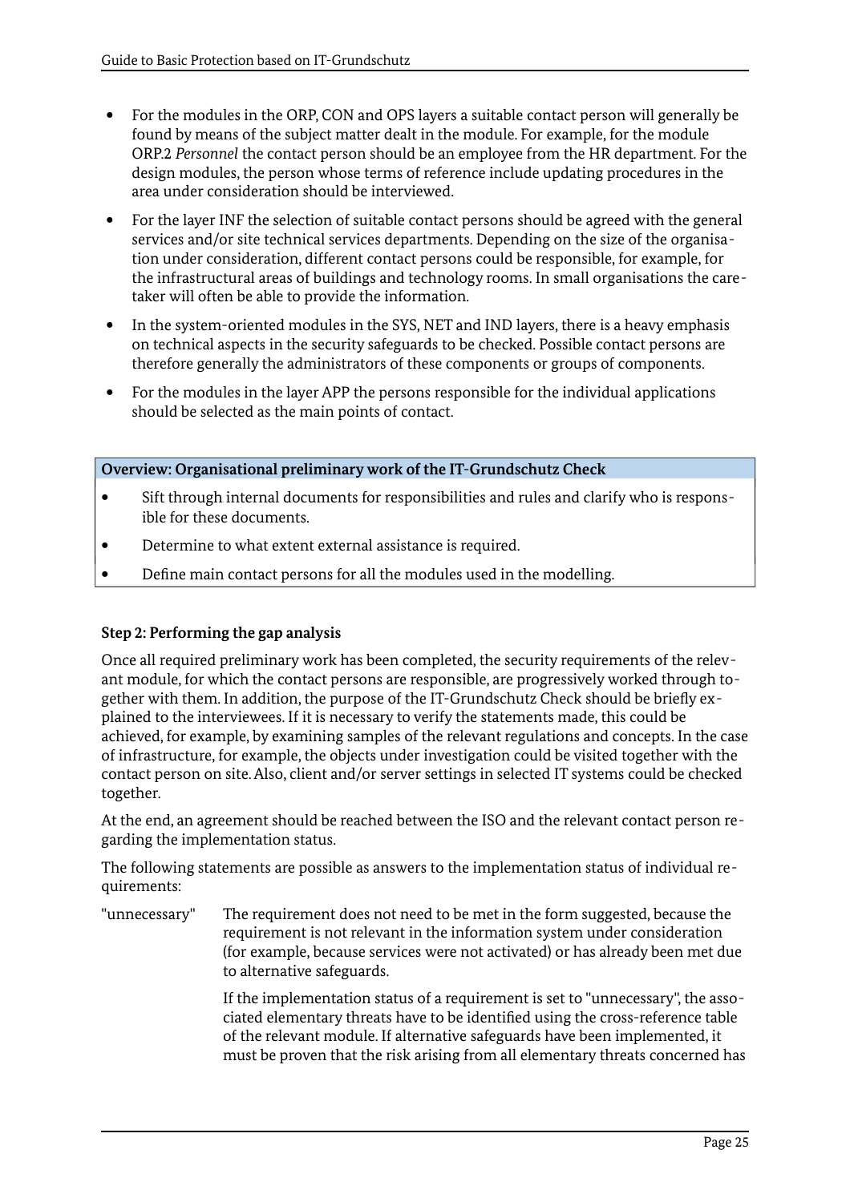- For the modules in the ORP, CON and OPS layers a suitable contact person will generally be found by means of the subject matter dealt in the module. For example, for the module ORP.2 *Personnel* the contact person should be an employee from the HR department. For the design modules, the person whose terms of reference include updating procedures in the area under consideration should be interviewed.
- For the layer INF the selection of suitable contact persons should be agreed with the general services and/or site technical services departments. Depending on the size of the organisation under consideration, different contact persons could be responsible, for example, for the infrastructural areas of buildings and technology rooms. In small organisations the caretaker will often be able to provide the information.
- In the system-oriented modules in the SYS, NET and IND layers, there is a heavy emphasis on technical aspects in the security safeguards to be checked. Possible contact persons are therefore generally the administrators of these components or groups of components.
- For the modules in the layer APP the persons responsible for the individual applications should be selected as the main points of contact.

**Overview: Organisational preliminary work of the IT-Grundschutz Check**

- Sift through internal documents for responsibilities and rules and clarify who is responsible for these documents.
- Determine to what extent external assistance is required.
- Define main contact persons for all the modules used in the modelling.

**Step 2: Performing the gap analysis**

Once all required preliminary work has been completed, the security requirements of the relevant module, for which the contact persons are responsible, are progressively worked through together with them. In addition, the purpose of the IT-Grundschutz Check should be briefly explained to the interviewees. If it is necessary to verify the statements made, this could be achieved, for example, by examining samples of the relevant regulations and concepts. In the case of infrastructure, for example, the objects under investigation could be visited together with the contact person on site. Also, client and/or server settings in selected IT systems could be checked together.

At the end, an agreement should be reached between the ISO and the relevant contact person regarding the implementation status.

The following statements are possible as answers to the implementation status of individual requirements:

"unnecessary" The requirement does not need to be met in the form suggested, because the requirement is not relevant in the information system under consideration (for example, because services were not activated) or has already been met due to alternative safeguards.

If the implementation status of a requirement is set to "unnecessary", the associated elementary threats have to be identified using the cross-reference table of the relevant module. If alternative safeguards have been implemented, it must be proven that the risk arising from all elementary threats concerned has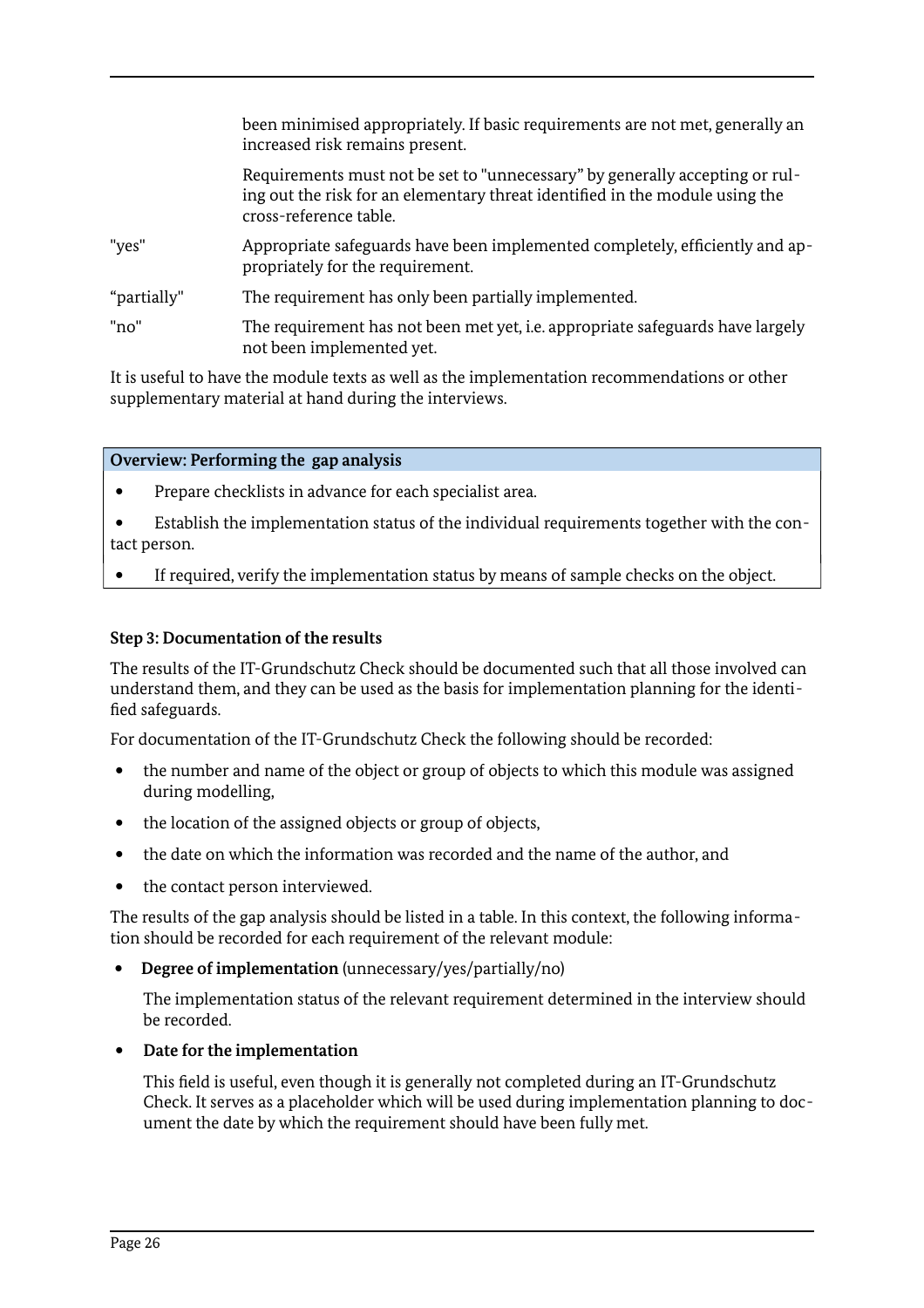been minimised appropriately. If basic requirements are not met, generally an increased risk remains present.

Requirements must not be set to "unnecessary" by generally accepting or ruling out the risk for an elementary threat identified in the module using the cross-reference table.

"yes" — Appropriate safeguards have been implemented completely, efficiently and appropriately for the requirement.

"partially" — The requirement has only been partially implemented.

"no" — The requirement has not been met yet, i.e. appropriate safeguards have largely not been implemented yet.

It is useful to have the module texts as well as the implementation recommendations or other supplementary material at hand during the interviews.

**Overview: Performing the gap analysis**

- Prepare checklists in advance for each specialist area.
- Establish the implementation status of the individual requirements together with the contact person.
- If required, verify the implementation status by means of sample checks on the object.

**Step 3: Documentation of the results**

The results of the IT-Grundschutz Check should be documented such that all those involved can understand them, and they can be used as the basis for implementation planning for the identified safeguards.

For documentation of the IT-Grundschutz Check the following should be recorded:

- the number and name of the object or group of objects to which this module was assigned during modelling,
- the location of the assigned objects or group of objects,
- the date on which the information was recorded and the name of the author, and
- the contact person interviewed.

The results of the gap analysis should be listed in a table. In this context, the following information should be recorded for each requirement of the relevant module:

- **Degree of implementation** (unnecessary/yes/partially/no)

  The implementation status of the relevant requirement determined in the interview should be recorded.

- **Date for the implementation**

  This field is useful, even though it is generally not completed during an IT-Grundschutz Check. It serves as a placeholder which will be used during implementation planning to document the date by which the requirement should have been fully met.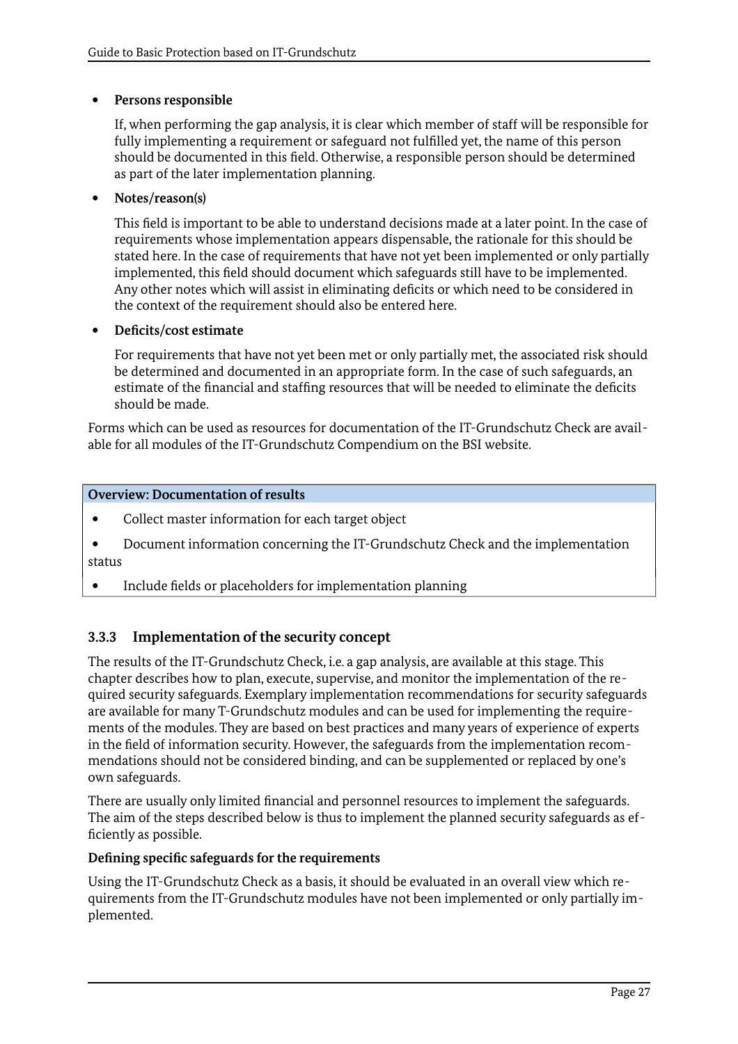- **Persons responsible**

  If, when performing the gap analysis, it is clear which member of staff will be responsible for fully implementing a requirement or safeguard not fulfilled yet, the name of this person should be documented in this field. Otherwise, a responsible person should be determined as part of the later implementation planning.

- **Notes/reason(s)**

  This field is important to be able to understand decisions made at a later point. In the case of requirements whose implementation appears dispensable, the rationale for this should be stated here. In the case of requirements that have not yet been implemented or only partially implemented, this field should document which safeguards still have to be implemented. Any other notes which will assist in eliminating deficits or which need to be considered in the context of the requirement should also be entered here.

- **Deficits/cost estimate**

  For requirements that have not yet been met or only partially met, the associated risk should be determined and documented in an appropriate form. In the case of such safeguards, an estimate of the financial and staffing resources that will be needed to eliminate the deficits should be made.

Forms which can be used as resources for documentation of the IT-Grundschutz Check are available for all modules of the IT-Grundschutz Compendium on the BSI website.

| **Overview: Documentation of results** |
|---|
| • Collect master information for each target object |
| • Document information concerning the IT-Grundschutz Check and the implementation status |
| • Include fields or placeholders for implementation planning |

### 3.3.3 Implementation of the security concept

The results of the IT-Grundschutz Check, i.e. a gap analysis, are available at this stage. This chapter describes how to plan, execute, supervise, and monitor the implementation of the required security safeguards. Exemplary implementation recommendations for security safeguards are available for many T-Grundschutz modules and can be used for implementing the requirements of the modules. They are based on best practices and many years of experience of experts in the field of information security. However, the safeguards from the implementation recommendations should not be considered binding, and can be supplemented or replaced by one's own safeguards.

There are usually only limited financial and personnel resources to implement the safeguards. The aim of the steps described below is thus to implement the planned security safeguards as efficiently as possible.

**Defining specific safeguards for the requirements**

Using the IT-Grundschutz Check as a basis, it should be evaluated in an overall view which requirements from the IT-Grundschutz modules have not been implemented or only partially implemented.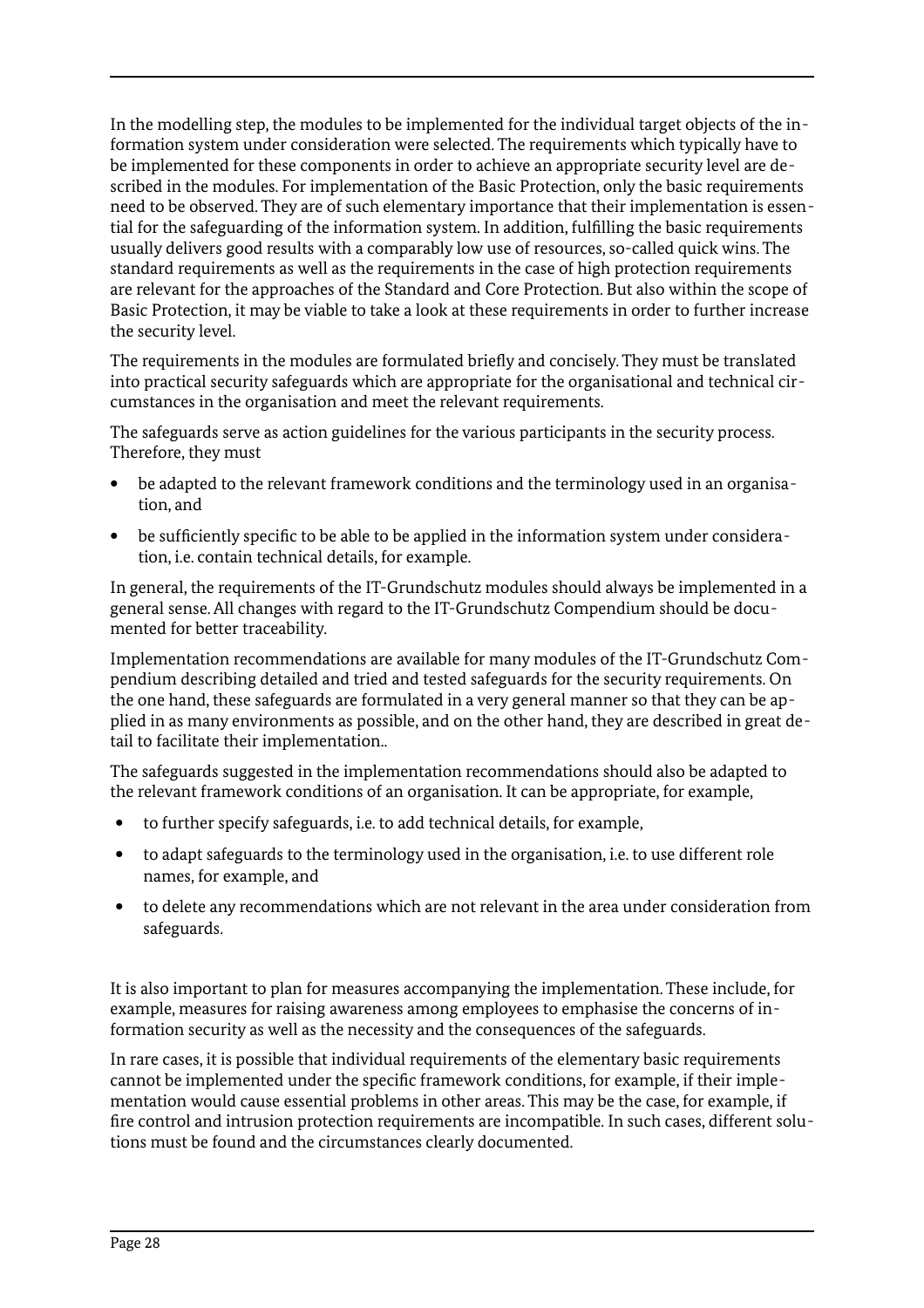In the modelling step, the modules to be implemented for the individual target objects of the information system under consideration were selected. The requirements which typically have to be implemented for these components in order to achieve an appropriate security level are described in the modules. For implementation of the Basic Protection, only the basic requirements need to be observed. They are of such elementary importance that their implementation is essential for the safeguarding of the information system. In addition, fulfilling the basic requirements usually delivers good results with a comparably low use of resources, so-called quick wins. The standard requirements as well as the requirements in the case of high protection requirements are relevant for the approaches of the Standard and Core Protection. But also within the scope of Basic Protection, it may be viable to take a look at these requirements in order to further increase the security level.

The requirements in the modules are formulated briefly and concisely. They must be translated into practical security safeguards which are appropriate for the organisational and technical circumstances in the organisation and meet the relevant requirements.

The safeguards serve as action guidelines for the various participants in the security process. Therefore, they must

- be adapted to the relevant framework conditions and the terminology used in an organisation, and
- be sufficiently specific to be able to be applied in the information system under consideration, i.e. contain technical details, for example.

In general, the requirements of the IT-Grundschutz modules should always be implemented in a general sense. All changes with regard to the IT-Grundschutz Compendium should be documented for better traceability.

Implementation recommendations are available for many modules of the IT-Grundschutz Compendium describing detailed and tried and tested safeguards for the security requirements. On the one hand, these safeguards are formulated in a very general manner so that they can be applied in as many environments as possible, and on the other hand, they are described in great detail to facilitate their implementation..

The safeguards suggested in the implementation recommendations should also be adapted to the relevant framework conditions of an organisation. It can be appropriate, for example,

- to further specify safeguards, i.e. to add technical details, for example,
- to adapt safeguards to the terminology used in the organisation, i.e. to use different role names, for example, and
- to delete any recommendations which are not relevant in the area under consideration from safeguards.

It is also important to plan for measures accompanying the implementation. These include, for example, measures for raising awareness among employees to emphasise the concerns of information security as well as the necessity and the consequences of the safeguards.

In rare cases, it is possible that individual requirements of the elementary basic requirements cannot be implemented under the specific framework conditions, for example, if their implementation would cause essential problems in other areas. This may be the case, for example, if fire control and intrusion protection requirements are incompatible. In such cases, different solutions must be found and the circumstances clearly documented.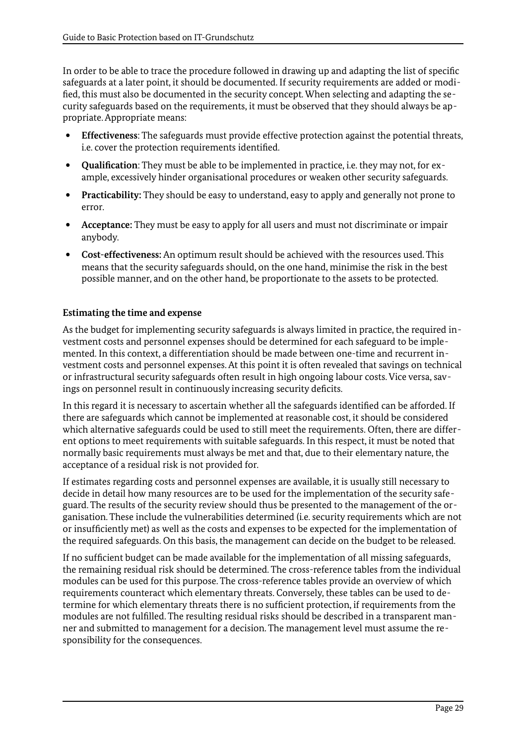In order to be able to trace the procedure followed in drawing up and adapting the list of specific safeguards at a later point, it should be documented. If security requirements are added or modified, this must also be documented in the security concept. When selecting and adapting the security safeguards based on the requirements, it must be observed that they should always be appropriate. Appropriate means:

- **Effectiveness**: The safeguards must provide effective protection against the potential threats, i.e. cover the protection requirements identified.
- **Qualification**: They must be able to be implemented in practice, i.e. they may not, for example, excessively hinder organisational procedures or weaken other security safeguards.
- **Practicability:** They should be easy to understand, easy to apply and generally not prone to error.
- **Acceptance:** They must be easy to apply for all users and must not discriminate or impair anybody.
- **Cost-effectiveness:** An optimum result should be achieved with the resources used. This means that the security safeguards should, on the one hand, minimise the risk in the best possible manner, and on the other hand, be proportionate to the assets to be protected.

**Estimating the time and expense**

As the budget for implementing security safeguards is always limited in practice, the required investment costs and personnel expenses should be determined for each safeguard to be implemented. In this context, a differentiation should be made between one-time and recurrent investment costs and personnel expenses. At this point it is often revealed that savings on technical or infrastructural security safeguards often result in high ongoing labour costs. Vice versa, savings on personnel result in continuously increasing security deficits.

In this regard it is necessary to ascertain whether all the safeguards identified can be afforded. If there are safeguards which cannot be implemented at reasonable cost, it should be considered which alternative safeguards could be used to still meet the requirements. Often, there are different options to meet requirements with suitable safeguards. In this respect, it must be noted that normally basic requirements must always be met and that, due to their elementary nature, the acceptance of a residual risk is not provided for.

If estimates regarding costs and personnel expenses are available, it is usually still necessary to decide in detail how many resources are to be used for the implementation of the security safeguard. The results of the security review should thus be presented to the management of the organisation. These include the vulnerabilities determined (i.e. security requirements which are not or insufficiently met) as well as the costs and expenses to be expected for the implementation of the required safeguards. On this basis, the management can decide on the budget to be released.

If no sufficient budget can be made available for the implementation of all missing safeguards, the remaining residual risk should be determined. The cross-reference tables from the individual modules can be used for this purpose. The cross-reference tables provide an overview of which requirements counteract which elementary threats. Conversely, these tables can be used to determine for which elementary threats there is no sufficient protection, if requirements from the modules are not fulfilled. The resulting residual risks should be described in a transparent manner and submitted to management for a decision. The management level must assume the responsibility for the consequences.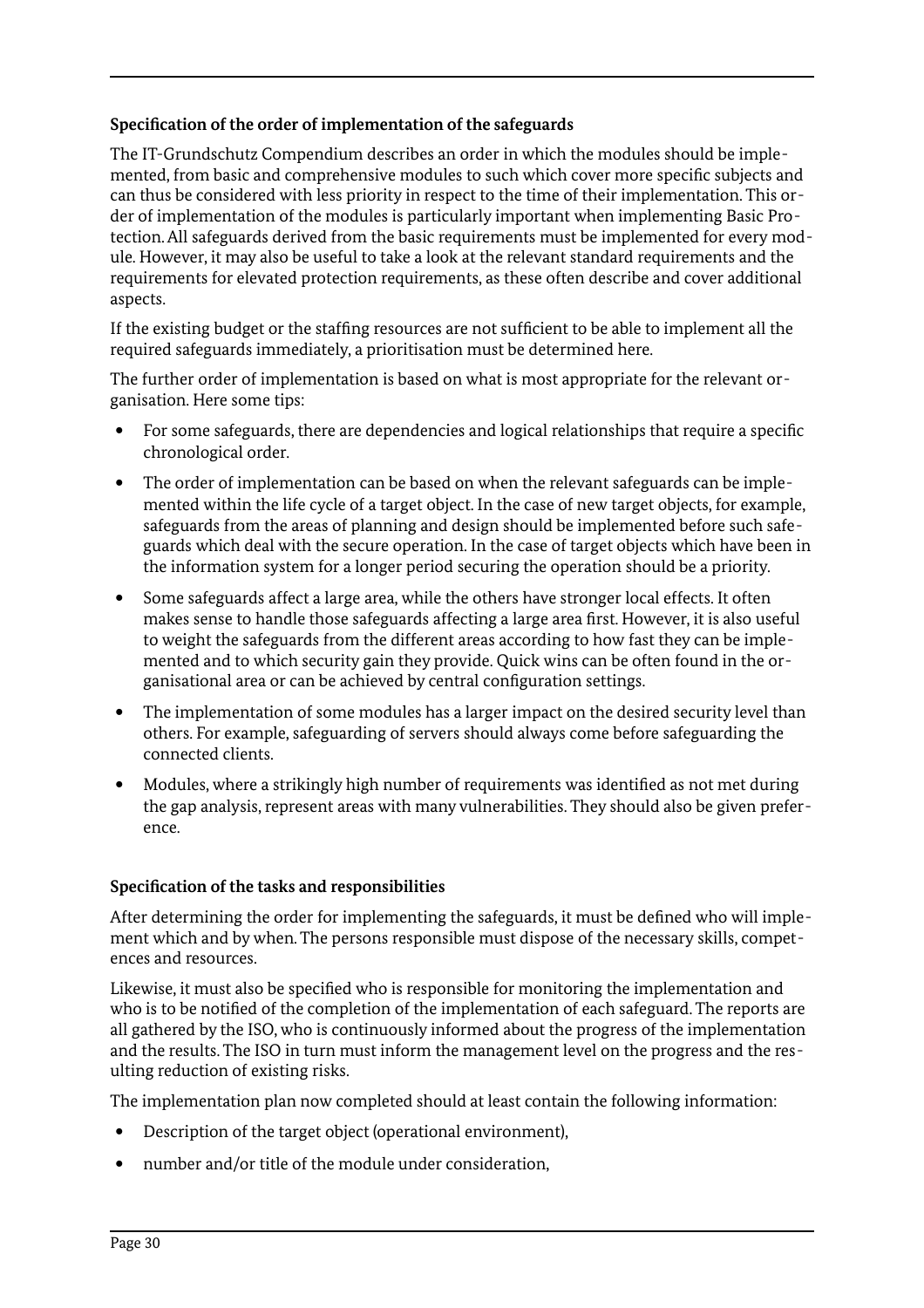**Specification of the order of implementation of the safeguards**

The IT-Grundschutz Compendium describes an order in which the modules should be implemented, from basic and comprehensive modules to such which cover more specific subjects and can thus be considered with less priority in respect to the time of their implementation. This order of implementation of the modules is particularly important when implementing Basic Protection. All safeguards derived from the basic requirements must be implemented for every module. However, it may also be useful to take a look at the relevant standard requirements and the requirements for elevated protection requirements, as these often describe and cover additional aspects.

If the existing budget or the staffing resources are not sufficient to be able to implement all the required safeguards immediately, a prioritisation must be determined here.

The further order of implementation is based on what is most appropriate for the relevant organisation. Here some tips:

- For some safeguards, there are dependencies and logical relationships that require a specific chronological order.
- The order of implementation can be based on when the relevant safeguards can be implemented within the life cycle of a target object. In the case of new target objects, for example, safeguards from the areas of planning and design should be implemented before such safeguards which deal with the secure operation. In the case of target objects which have been in the information system for a longer period securing the operation should be a priority.
- Some safeguards affect a large area, while the others have stronger local effects. It often makes sense to handle those safeguards affecting a large area first. However, it is also useful to weight the safeguards from the different areas according to how fast they can be implemented and to which security gain they provide. Quick wins can be often found in the organisational area or can be achieved by central configuration settings.
- The implementation of some modules has a larger impact on the desired security level than others. For example, safeguarding of servers should always come before safeguarding the connected clients.
- Modules, where a strikingly high number of requirements was identified as not met during the gap analysis, represent areas with many vulnerabilities. They should also be given preference.

**Specification of the tasks and responsibilities**

After determining the order for implementing the safeguards, it must be defined who will implement which and by when. The persons responsible must dispose of the necessary skills, competences and resources.

Likewise, it must also be specified who is responsible for monitoring the implementation and who is to be notified of the completion of the implementation of each safeguard. The reports are all gathered by the ISO, who is continuously informed about the progress of the implementation and the results. The ISO in turn must inform the management level on the progress and the resulting reduction of existing risks.

The implementation plan now completed should at least contain the following information:

- Description of the target object (operational environment),
- number and/or title of the module under consideration,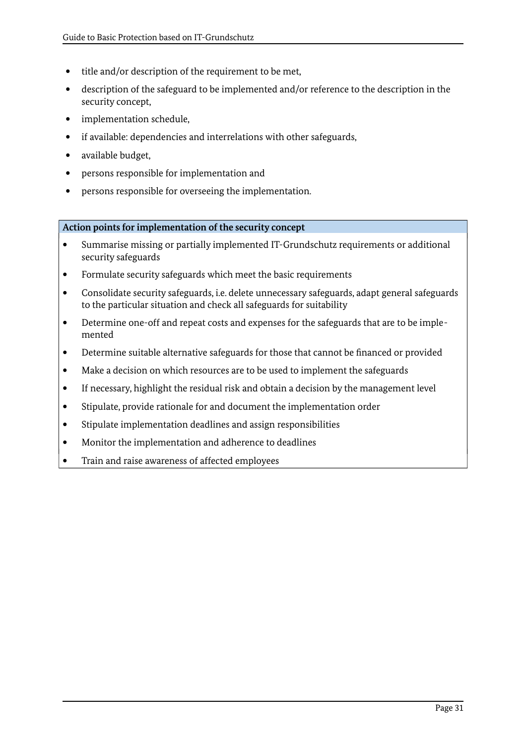- title and/or description of the requirement to be met,
- description of the safeguard to be implemented and/or reference to the description in the security concept,
- implementation schedule,
- if available: dependencies and interrelations with other safeguards,
- available budget,
- persons responsible for implementation and
- persons responsible for overseeing the implementation.

| **Action points for implementation of the security concept** |
|---|
| • Summarise missing or partially implemented IT-Grundschutz requirements or additional security safeguards<br>• Formulate security safeguards which meet the basic requirements<br>• Consolidate security safeguards, i.e. delete unnecessary safeguards, adapt general safeguards to the particular situation and check all safeguards for suitability<br>• Determine one-off and repeat costs and expenses for the safeguards that are to be implemented<br>• Determine suitable alternative safeguards for those that cannot be financed or provided<br>• Make a decision on which resources are to be used to implement the safeguards<br>• If necessary, highlight the residual risk and obtain a decision by the management level<br>• Stipulate, provide rationale for and document the implementation order<br>• Stipulate implementation deadlines and assign responsibilities<br>• Monitor the implementation and adherence to deadlines<br>• Train and raise awareness of affected employees |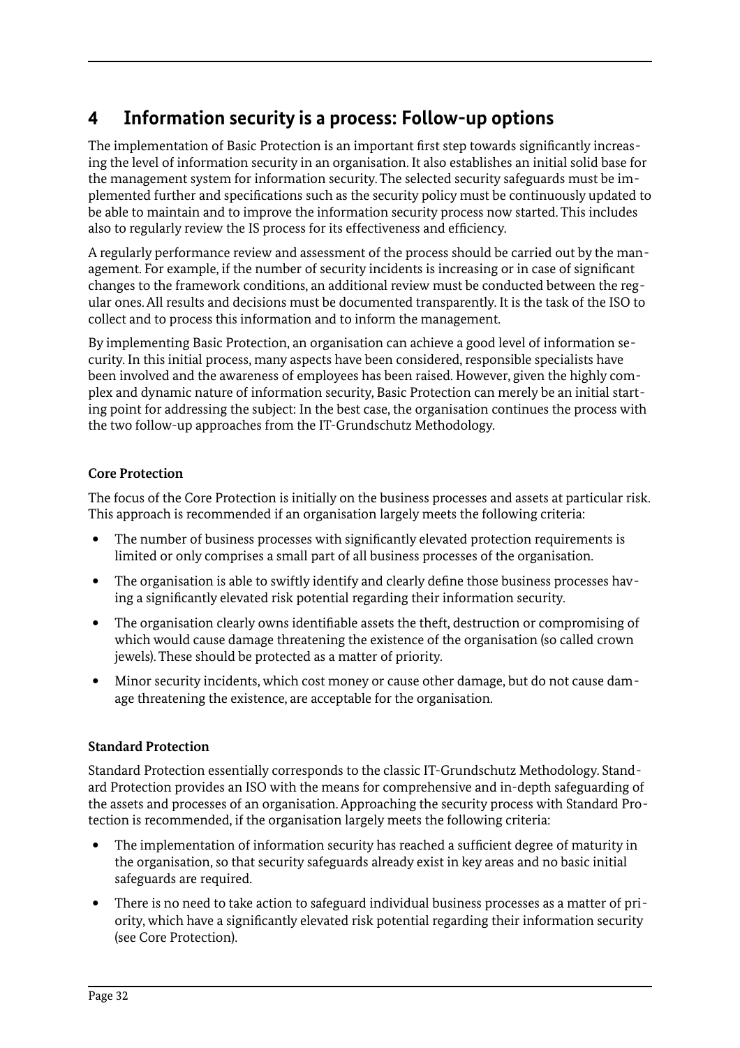# 4 Information security is a process: Follow-up options

The implementation of Basic Protection is an important first step towards significantly increasing the level of information security in an organisation. It also establishes an initial solid base for the management system for information security. The selected security safeguards must be implemented further and specifications such as the security policy must be continuously updated to be able to maintain and to improve the information security process now started. This includes also to regularly review the IS process for its effectiveness and efficiency.

A regularly performance review and assessment of the process should be carried out by the management. For example, if the number of security incidents is increasing or in case of significant changes to the framework conditions, an additional review must be conducted between the regular ones. All results and decisions must be documented transparently. It is the task of the ISO to collect and to process this information and to inform the management.

By implementing Basic Protection, an organisation can achieve a good level of information security. In this initial process, many aspects have been considered, responsible specialists have been involved and the awareness of employees has been raised. However, given the highly complex and dynamic nature of information security, Basic Protection can merely be an initial starting point for addressing the subject: In the best case, the organisation continues the process with the two follow-up approaches from the IT-Grundschutz Methodology.

**Core Protection**

The focus of the Core Protection is initially on the business processes and assets at particular risk. This approach is recommended if an organisation largely meets the following criteria:

- The number of business processes with significantly elevated protection requirements is limited or only comprises a small part of all business processes of the organisation.
- The organisation is able to swiftly identify and clearly define those business processes having a significantly elevated risk potential regarding their information security.
- The organisation clearly owns identifiable assets the theft, destruction or compromising of which would cause damage threatening the existence of the organisation (so called crown jewels). These should be protected as a matter of priority.
- Minor security incidents, which cost money or cause other damage, but do not cause damage threatening the existence, are acceptable for the organisation.

**Standard Protection**

Standard Protection essentially corresponds to the classic IT-Grundschutz Methodology. Standard Protection provides an ISO with the means for comprehensive and in-depth safeguarding of the assets and processes of an organisation. Approaching the security process with Standard Protection is recommended, if the organisation largely meets the following criteria:

- The implementation of information security has reached a sufficient degree of maturity in the organisation, so that security safeguards already exist in key areas and no basic initial safeguards are required.
- There is no need to take action to safeguard individual business processes as a matter of priority, which have a significantly elevated risk potential regarding their information security (see Core Protection).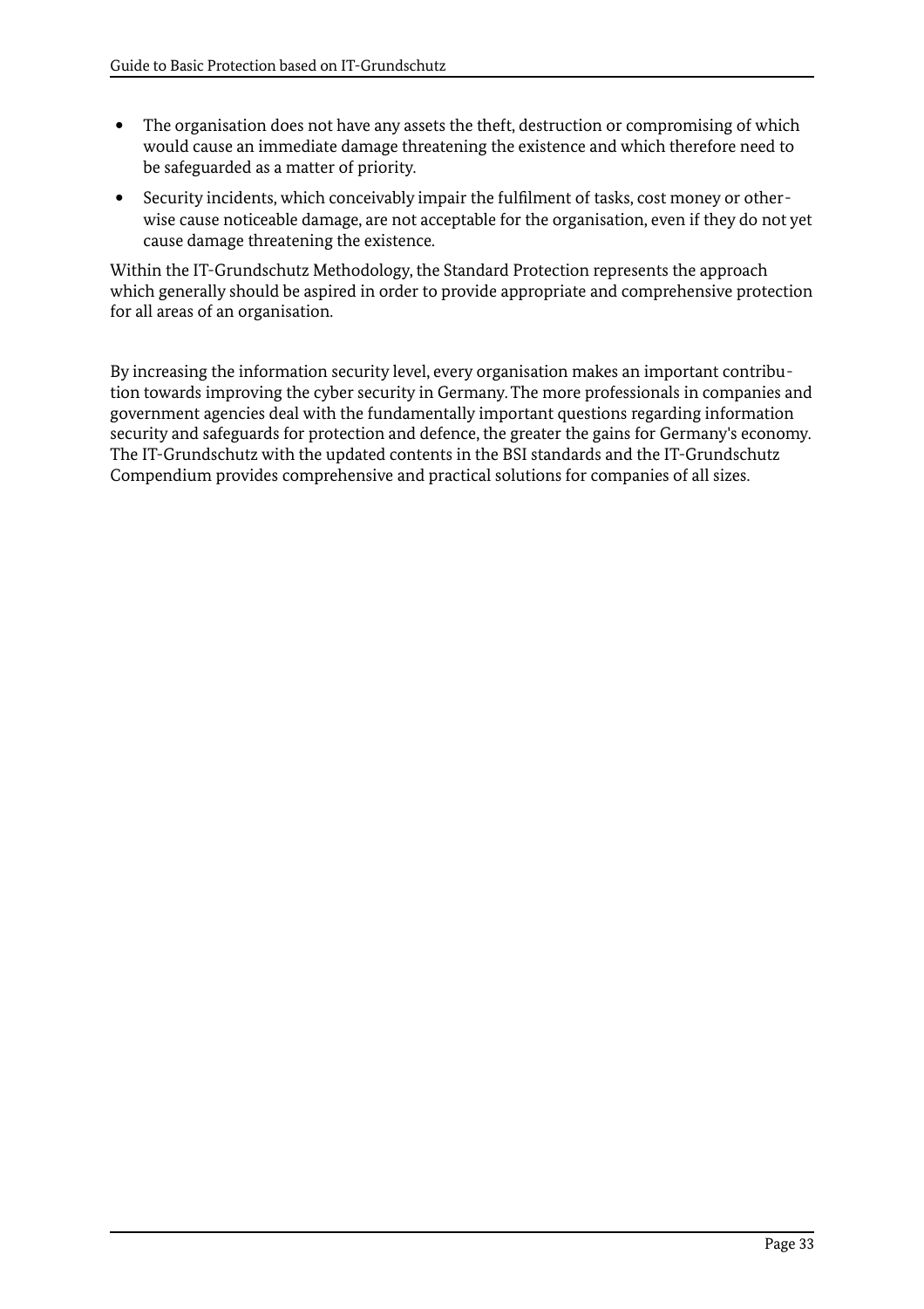- The organisation does not have any assets the theft, destruction or compromising of which would cause an immediate damage threatening the existence and which therefore need to be safeguarded as a matter of priority.
- Security incidents, which conceivably impair the fulfilment of tasks, cost money or otherwise cause noticeable damage, are not acceptable for the organisation, even if they do not yet cause damage threatening the existence.

Within the IT-Grundschutz Methodology, the Standard Protection represents the approach which generally should be aspired in order to provide appropriate and comprehensive protection for all areas of an organisation.

By increasing the information security level, every organisation makes an important contribution towards improving the cyber security in Germany. The more professionals in companies and government agencies deal with the fundamentally important questions regarding information security and safeguards for protection and defence, the greater the gains for Germany's economy. The IT-Grundschutz with the updated contents in the BSI standards and the IT-Grundschutz Compendium provides comprehensive and practical solutions for companies of all sizes.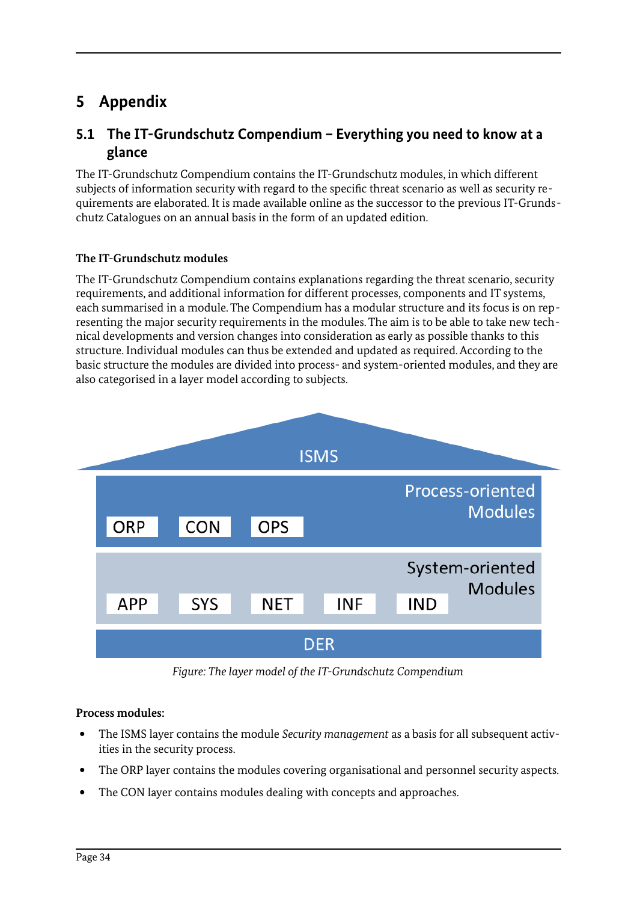# 5 Appendix

## 5.1 The IT-Grundschutz Compendium – Everything you need to know at a glance

The IT-Grundschutz Compendium contains the IT-Grundschutz modules, in which different subjects of information security with regard to the specific threat scenario as well as security requirements are elaborated. It is made available online as the successor to the previous IT-Grundschutz Catalogues on an annual basis in the form of an updated edition.

**The IT-Grundschutz modules**

The IT-Grundschutz Compendium contains explanations regarding the threat scenario, security requirements, and additional information for different processes, components and IT systems, each summarised in a module. The Compendium has a modular structure and its focus is on representing the major security requirements in the modules. The aim is to be able to take new technical developments and version changes into consideration as early as possible thanks to this structure. Individual modules can thus be extended and updated as required. According to the basic structure the modules are divided into process- and system-oriented modules, and they are also categorised in a layer model according to subjects.

ISMS

Process-oriented Modules: ORP, CON, OPS

System-oriented Modules: APP, SYS, NET, INF, IND

DER

*Figure: The layer model of the IT-Grundschutz Compendium*

**Process modules:**

- The ISMS layer contains the module *Security management* as a basis for all subsequent activities in the security process.
- The ORP layer contains the modules covering organisational and personnel security aspects.
- The CON layer contains modules dealing with concepts and approaches.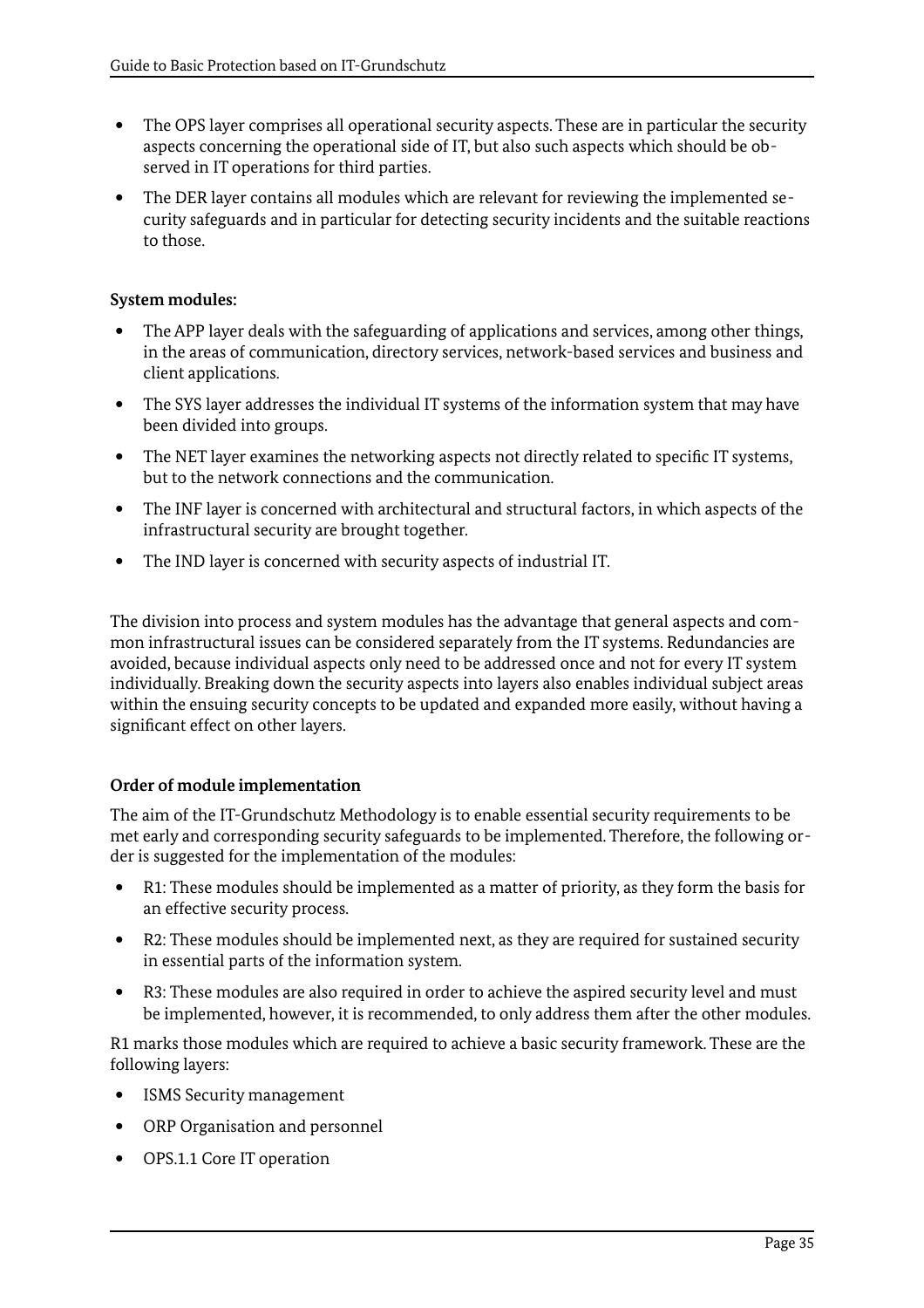- The OPS layer comprises all operational security aspects. These are in particular the security aspects concerning the operational side of IT, but also such aspects which should be observed in IT operations for third parties.
- The DER layer contains all modules which are relevant for reviewing the implemented security safeguards and in particular for detecting security incidents and the suitable reactions to those.

**System modules:**

- The APP layer deals with the safeguarding of applications and services, among other things, in the areas of communication, directory services, network-based services and business and client applications.
- The SYS layer addresses the individual IT systems of the information system that may have been divided into groups.
- The NET layer examines the networking aspects not directly related to specific IT systems, but to the network connections and the communication.
- The INF layer is concerned with architectural and structural factors, in which aspects of the infrastructural security are brought together.
- The IND layer is concerned with security aspects of industrial IT.

The division into process and system modules has the advantage that general aspects and common infrastructural issues can be considered separately from the IT systems. Redundancies are avoided, because individual aspects only need to be addressed once and not for every IT system individually. Breaking down the security aspects into layers also enables individual subject areas within the ensuing security concepts to be updated and expanded more easily, without having a significant effect on other layers.

**Order of module implementation**

The aim of the IT-Grundschutz Methodology is to enable essential security requirements to be met early and corresponding security safeguards to be implemented. Therefore, the following order is suggested for the implementation of the modules:

- R1: These modules should be implemented as a matter of priority, as they form the basis for an effective security process.
- R2: These modules should be implemented next, as they are required for sustained security in essential parts of the information system.
- R3: These modules are also required in order to achieve the aspired security level and must be implemented, however, it is recommended, to only address them after the other modules.

R1 marks those modules which are required to achieve a basic security framework. These are the following layers:

- ISMS Security management
- ORP Organisation and personnel
- OPS.1.1 Core IT operation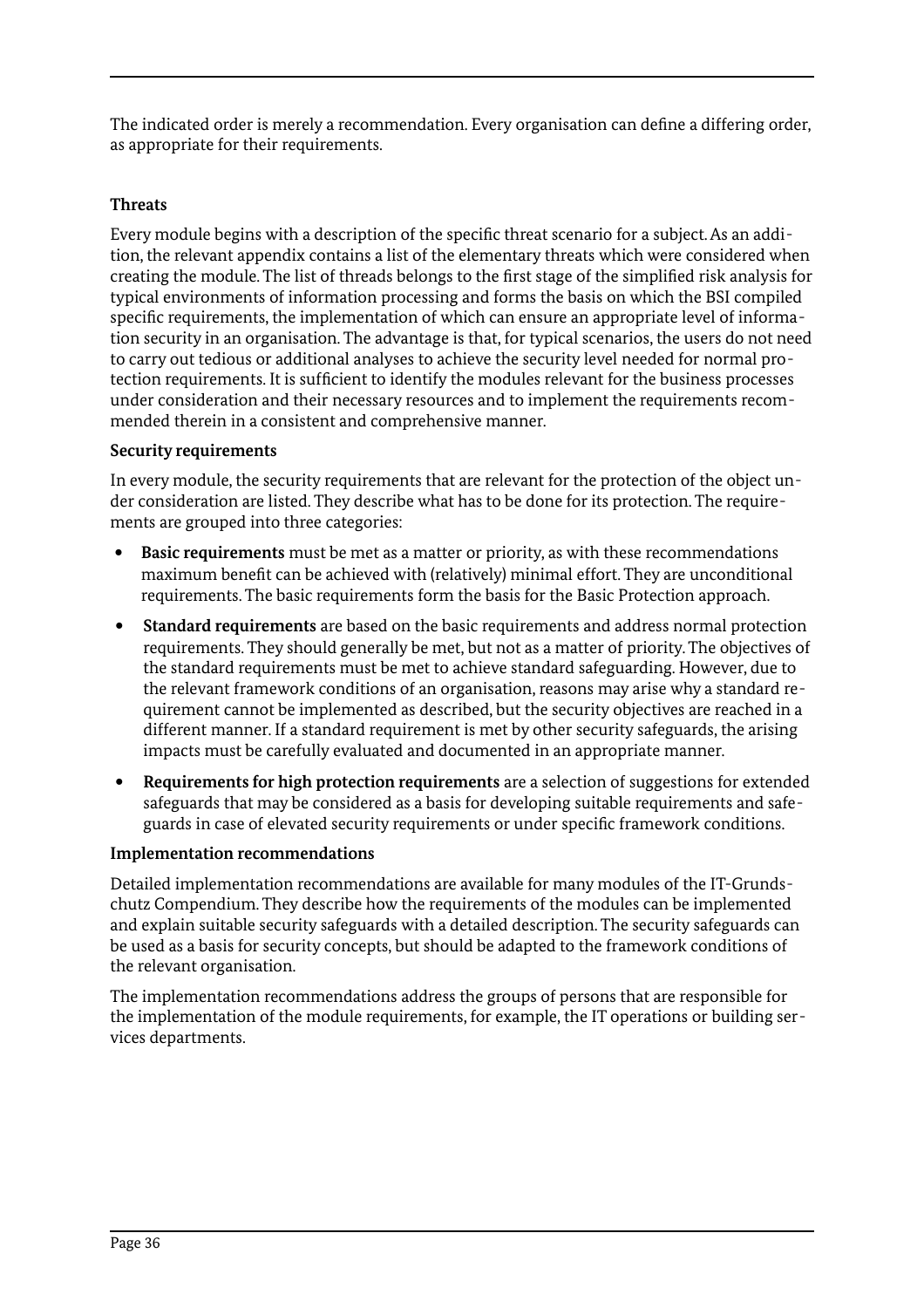The indicated order is merely a recommendation. Every organisation can define a differing order, as appropriate for their requirements.

**Threats**

Every module begins with a description of the specific threat scenario for a subject. As an addition, the relevant appendix contains a list of the elementary threats which were considered when creating the module. The list of threads belongs to the first stage of the simplified risk analysis for typical environments of information processing and forms the basis on which the BSI compiled specific requirements, the implementation of which can ensure an appropriate level of information security in an organisation. The advantage is that, for typical scenarios, the users do not need to carry out tedious or additional analyses to achieve the security level needed for normal protection requirements. It is sufficient to identify the modules relevant for the business processes under consideration and their necessary resources and to implement the requirements recommended therein in a consistent and comprehensive manner.

**Security requirements**

In every module, the security requirements that are relevant for the protection of the object under consideration are listed. They describe what has to be done for its protection. The requirements are grouped into three categories:

- **Basic requirements** must be met as a matter or priority, as with these recommendations maximum benefit can be achieved with (relatively) minimal effort. They are unconditional requirements. The basic requirements form the basis for the Basic Protection approach.
- **Standard requirements** are based on the basic requirements and address normal protection requirements. They should generally be met, but not as a matter of priority. The objectives of the standard requirements must be met to achieve standard safeguarding. However, due to the relevant framework conditions of an organisation, reasons may arise why a standard requirement cannot be implemented as described, but the security objectives are reached in a different manner. If a standard requirement is met by other security safeguards, the arising impacts must be carefully evaluated and documented in an appropriate manner.
- **Requirements for high protection requirements** are a selection of suggestions for extended safeguards that may be considered as a basis for developing suitable requirements and safeguards in case of elevated security requirements or under specific framework conditions.

**Implementation recommendations**

Detailed implementation recommendations are available for many modules of the IT-Grundschutz Compendium. They describe how the requirements of the modules can be implemented and explain suitable security safeguards with a detailed description. The security safeguards can be used as a basis for security concepts, but should be adapted to the framework conditions of the relevant organisation.

The implementation recommendations address the groups of persons that are responsible for the implementation of the module requirements, for example, the IT operations or building services departments.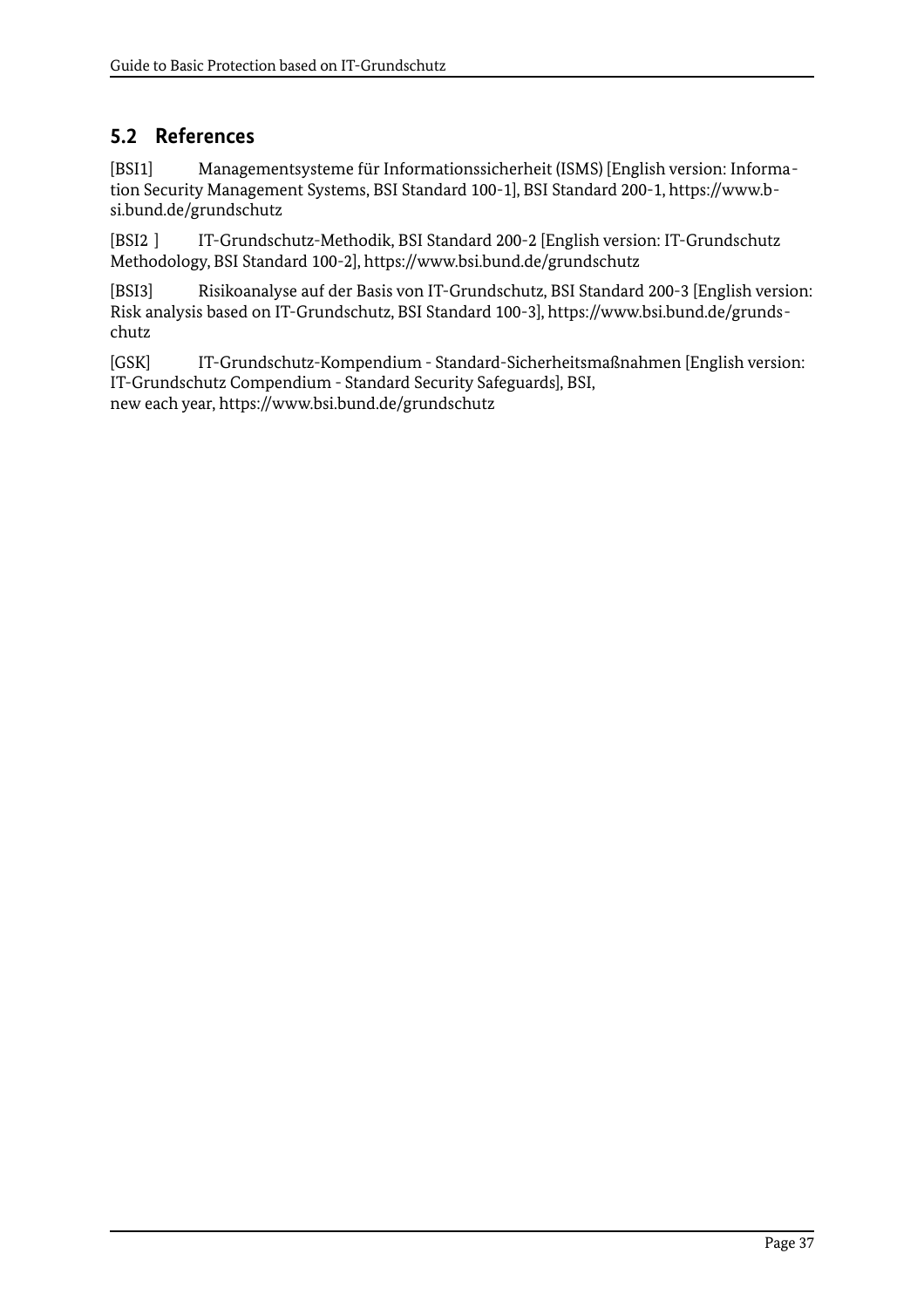## 5.2 References

[BSI1] Managementsysteme für Informationssicherheit (ISMS) [English version: Information Security Management Systems, BSI Standard 100-1], BSI Standard 200-1, https://www.bsi.bund.de/grundschutz

[BSI2 ] IT-Grundschutz-Methodik, BSI Standard 200-2 [English version: IT-Grundschutz Methodology, BSI Standard 100-2], https://www.bsi.bund.de/grundschutz

[BSI3] Risikoanalyse auf der Basis von IT-Grundschutz, BSI Standard 200-3 [English version: Risk analysis based on IT-Grundschutz, BSI Standard 100-3], https://www.bsi.bund.de/grundschutz

[GSK] IT-Grundschutz-Kompendium - Standard-Sicherheitsmaßnahmen [English version: IT-Grundschutz Compendium - Standard Security Safeguards], BSI, new each year, https://www.bsi.bund.de/grundschutz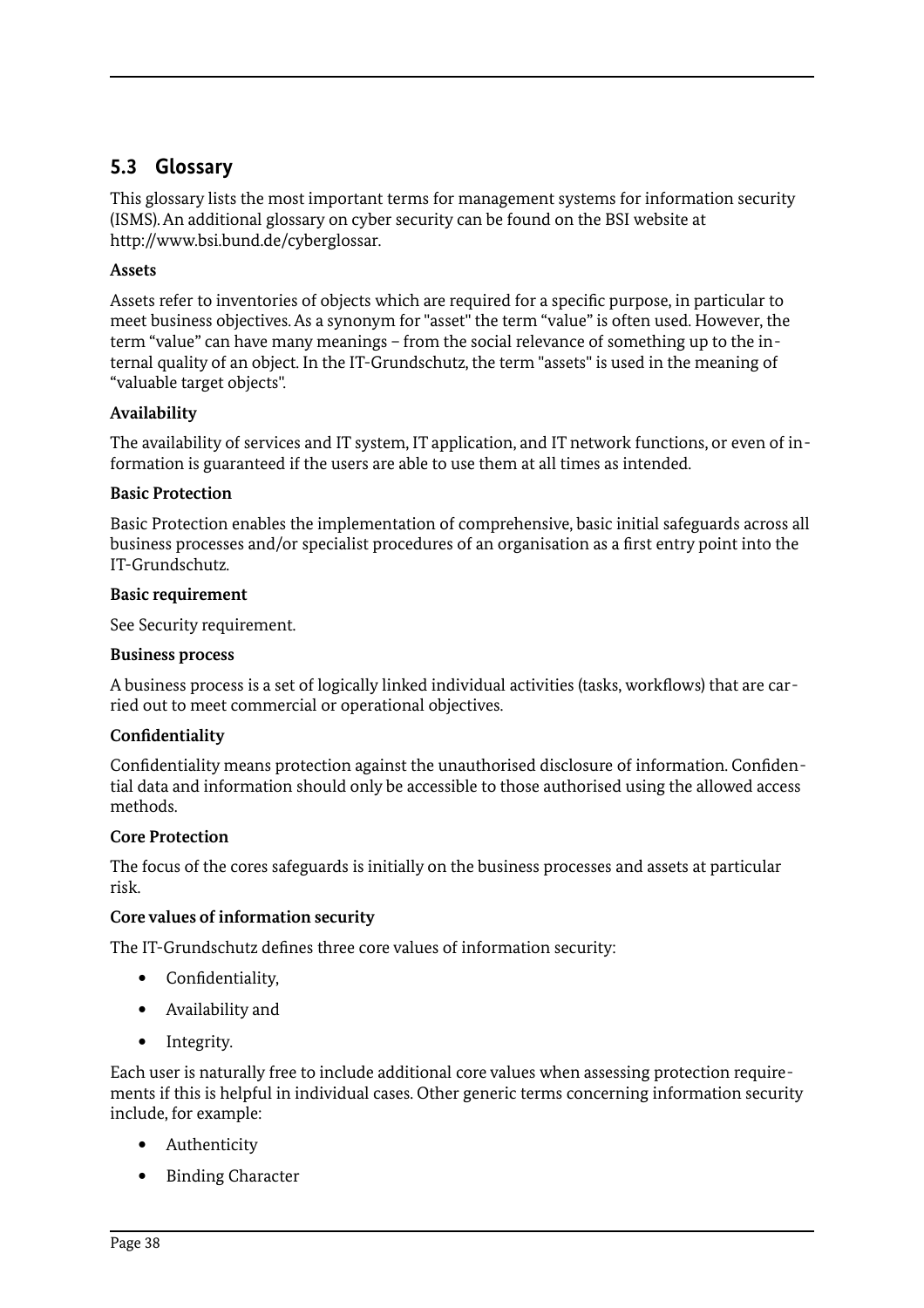## 5.3 Glossary

This glossary lists the most important terms for management systems for information security (ISMS). An additional glossary on cyber security can be found on the BSI website at http://www.bsi.bund.de/cyberglossar.

**Assets**

Assets refer to inventories of objects which are required for a specific purpose, in particular to meet business objectives. As a synonym for "asset" the term "value" is often used. However, the term "value" can have many meanings – from the social relevance of something up to the internal quality of an object. In the IT-Grundschutz, the term "assets" is used in the meaning of "valuable target objects".

**Availability**

The availability of services and IT system, IT application, and IT network functions, or even of information is guaranteed if the users are able to use them at all times as intended.

**Basic Protection**

Basic Protection enables the implementation of comprehensive, basic initial safeguards across all business processes and/or specialist procedures of an organisation as a first entry point into the IT-Grundschutz.

**Basic requirement**

See Security requirement.

**Business process**

A business process is a set of logically linked individual activities (tasks, workflows) that are carried out to meet commercial or operational objectives.

**Confidentiality**

Confidentiality means protection against the unauthorised disclosure of information. Confidential data and information should only be accessible to those authorised using the allowed access methods.

**Core Protection**

The focus of the cores safeguards is initially on the business processes and assets at particular risk.

**Core values of information security**

The IT-Grundschutz defines three core values of information security:

- Confidentiality,
- Availability and
- Integrity.

Each user is naturally free to include additional core values when assessing protection requirements if this is helpful in individual cases. Other generic terms concerning information security include, for example:

- Authenticity
- Binding Character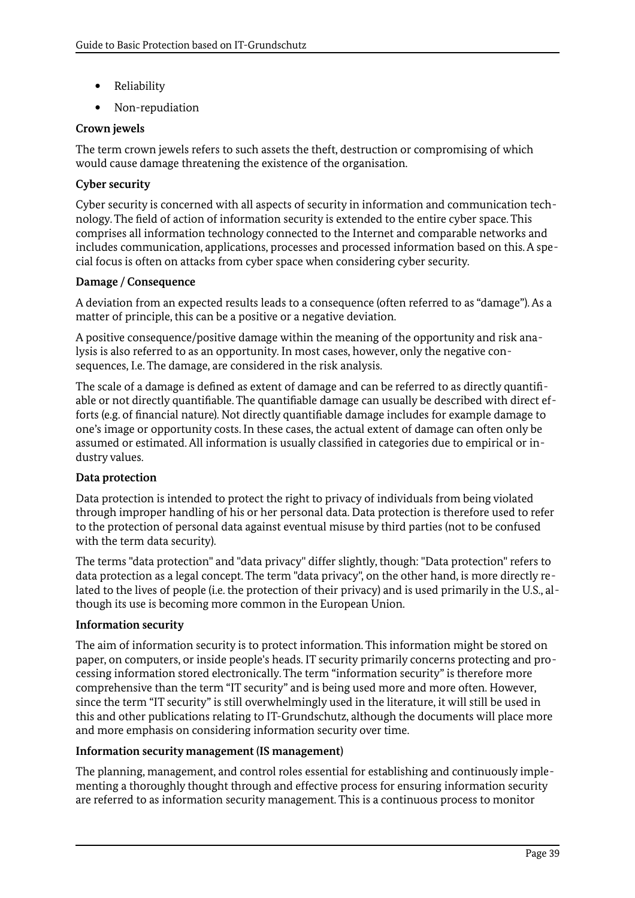- Reliability
- Non-repudiation

**Crown jewels**

The term crown jewels refers to such assets the theft, destruction or compromising of which would cause damage threatening the existence of the organisation.

**Cyber security**

Cyber security is concerned with all aspects of security in information and communication technology. The field of action of information security is extended to the entire cyber space. This comprises all information technology connected to the Internet and comparable networks and includes communication, applications, processes and processed information based on this. A special focus is often on attacks from cyber space when considering cyber security.

**Damage / Consequence**

A deviation from an expected results leads to a consequence (often referred to as "damage"). As a matter of principle, this can be a positive or a negative deviation.

A positive consequence/positive damage within the meaning of the opportunity and risk analysis is also referred to as an opportunity. In most cases, however, only the negative consequences, I.e. The damage, are considered in the risk analysis.

The scale of a damage is defined as extent of damage and can be referred to as directly quantifiable or not directly quantifiable. The quantifiable damage can usually be described with direct efforts (e.g. of financial nature). Not directly quantifiable damage includes for example damage to one's image or opportunity costs. In these cases, the actual extent of damage can often only be assumed or estimated. All information is usually classified in categories due to empirical or industry values.

**Data protection**

Data protection is intended to protect the right to privacy of individuals from being violated through improper handling of his or her personal data. Data protection is therefore used to refer to the protection of personal data against eventual misuse by third parties (not to be confused with the term data security).

The terms "data protection" and "data privacy" differ slightly, though: "Data protection" refers to data protection as a legal concept. The term "data privacy", on the other hand, is more directly related to the lives of people (i.e. the protection of their privacy) and is used primarily in the U.S., although its use is becoming more common in the European Union.

**Information security**

The aim of information security is to protect information. This information might be stored on paper, on computers, or inside people's heads. IT security primarily concerns protecting and processing information stored electronically. The term "information security" is therefore more comprehensive than the term "IT security" and is being used more and more often. However, since the term "IT security" is still overwhelmingly used in the literature, it will still be used in this and other publications relating to IT-Grundschutz, although the documents will place more and more emphasis on considering information security over time.

**Information security management (IS management)**

The planning, management, and control roles essential for establishing and continuously implementing a thoroughly thought through and effective process for ensuring information security are referred to as information security management. This is a continuous process to monitor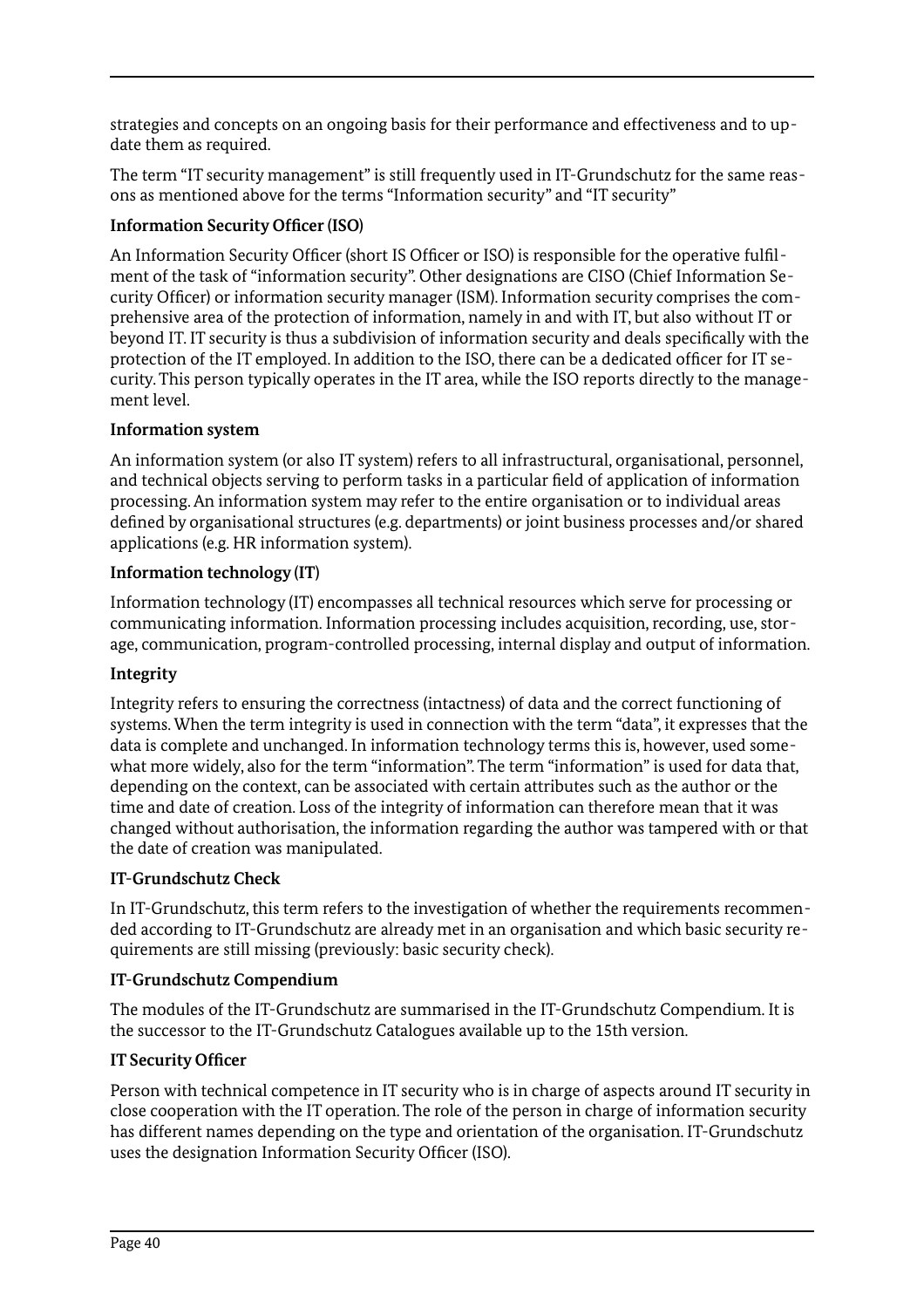strategies and concepts on an ongoing basis for their performance and effectiveness and to update them as required.

The term "IT security management" is still frequently used in IT-Grundschutz for the same reasons as mentioned above for the terms "Information security" and "IT security"

**Information Security Officer (ISO)**

An Information Security Officer (short IS Officer or ISO) is responsible for the operative fulfilment of the task of "information security". Other designations are CISO (Chief Information Security Officer) or information security manager (ISM). Information security comprises the comprehensive area of the protection of information, namely in and with IT, but also without IT or beyond IT. IT security is thus a subdivision of information security and deals specifically with the protection of the IT employed. In addition to the ISO, there can be a dedicated officer for IT security. This person typically operates in the IT area, while the ISO reports directly to the management level.

**Information system**

An information system (or also IT system) refers to all infrastructural, organisational, personnel, and technical objects serving to perform tasks in a particular field of application of information processing. An information system may refer to the entire organisation or to individual areas defined by organisational structures (e.g. departments) or joint business processes and/or shared applications (e.g. HR information system).

**Information technology (IT)**

Information technology (IT) encompasses all technical resources which serve for processing or communicating information. Information processing includes acquisition, recording, use, storage, communication, program-controlled processing, internal display and output of information.

**Integrity**

Integrity refers to ensuring the correctness (intactness) of data and the correct functioning of systems. When the term integrity is used in connection with the term "data", it expresses that the data is complete and unchanged. In information technology terms this is, however, used somewhat more widely, also for the term "information". The term "information" is used for data that, depending on the context, can be associated with certain attributes such as the author or the time and date of creation. Loss of the integrity of information can therefore mean that it was changed without authorisation, the information regarding the author was tampered with or that the date of creation was manipulated.

**IT-Grundschutz Check**

In IT-Grundschutz, this term refers to the investigation of whether the requirements recommended according to IT-Grundschutz are already met in an organisation and which basic security requirements are still missing (previously: basic security check).

**IT-Grundschutz Compendium**

The modules of the IT-Grundschutz are summarised in the IT-Grundschutz Compendium. It is the successor to the IT-Grundschutz Catalogues available up to the 15th version.

**IT Security Officer**

Person with technical competence in IT security who is in charge of aspects around IT security in close cooperation with the IT operation. The role of the person in charge of information security has different names depending on the type and orientation of the organisation. IT-Grundschutz uses the designation Information Security Officer (ISO).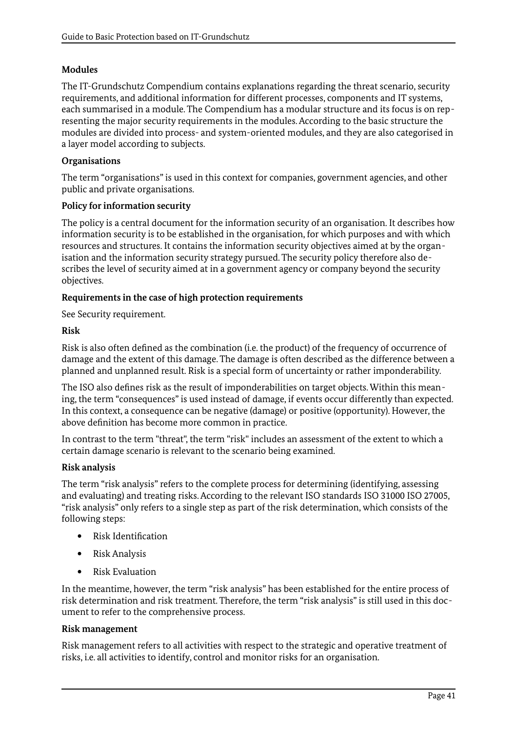**Modules**

The IT-Grundschutz Compendium contains explanations regarding the threat scenario, security requirements, and additional information for different processes, components and IT systems, each summarised in a module. The Compendium has a modular structure and its focus is on representing the major security requirements in the modules. According to the basic structure the modules are divided into process- and system-oriented modules, and they are also categorised in a layer model according to subjects.

**Organisations**

The term "organisations" is used in this context for companies, government agencies, and other public and private organisations.

**Policy for information security**

The policy is a central document for the information security of an organisation. It describes how information security is to be established in the organisation, for which purposes and with which resources and structures. It contains the information security objectives aimed at by the organisation and the information security strategy pursued. The security policy therefore also describes the level of security aimed at in a government agency or company beyond the security objectives.

**Requirements in the case of high protection requirements**

See Security requirement.

**Risk**

Risk is also often defined as the combination (i.e. the product) of the frequency of occurrence of damage and the extent of this damage. The damage is often described as the difference between a planned and unplanned result. Risk is a special form of uncertainty or rather imponderability.

The ISO also defines risk as the result of imponderabilities on target objects. Within this meaning, the term "consequences" is used instead of damage, if events occur differently than expected. In this context, a consequence can be negative (damage) or positive (opportunity). However, the above definition has become more common in practice.

In contrast to the term "threat", the term "risk" includes an assessment of the extent to which a certain damage scenario is relevant to the scenario being examined.

**Risk analysis**

The term "risk analysis" refers to the complete process for determining (identifying, assessing and evaluating) and treating risks. According to the relevant ISO standards ISO 31000 ISO 27005, "risk analysis" only refers to a single step as part of the risk determination, which consists of the following steps:

- Risk Identification
- Risk Analysis
- Risk Evaluation

In the meantime, however, the term "risk analysis" has been established for the entire process of risk determination and risk treatment. Therefore, the term "risk analysis" is still used in this document to refer to the comprehensive process.

**Risk management**

Risk management refers to all activities with respect to the strategic and operative treatment of risks, i.e. all activities to identify, control and monitor risks for an organisation.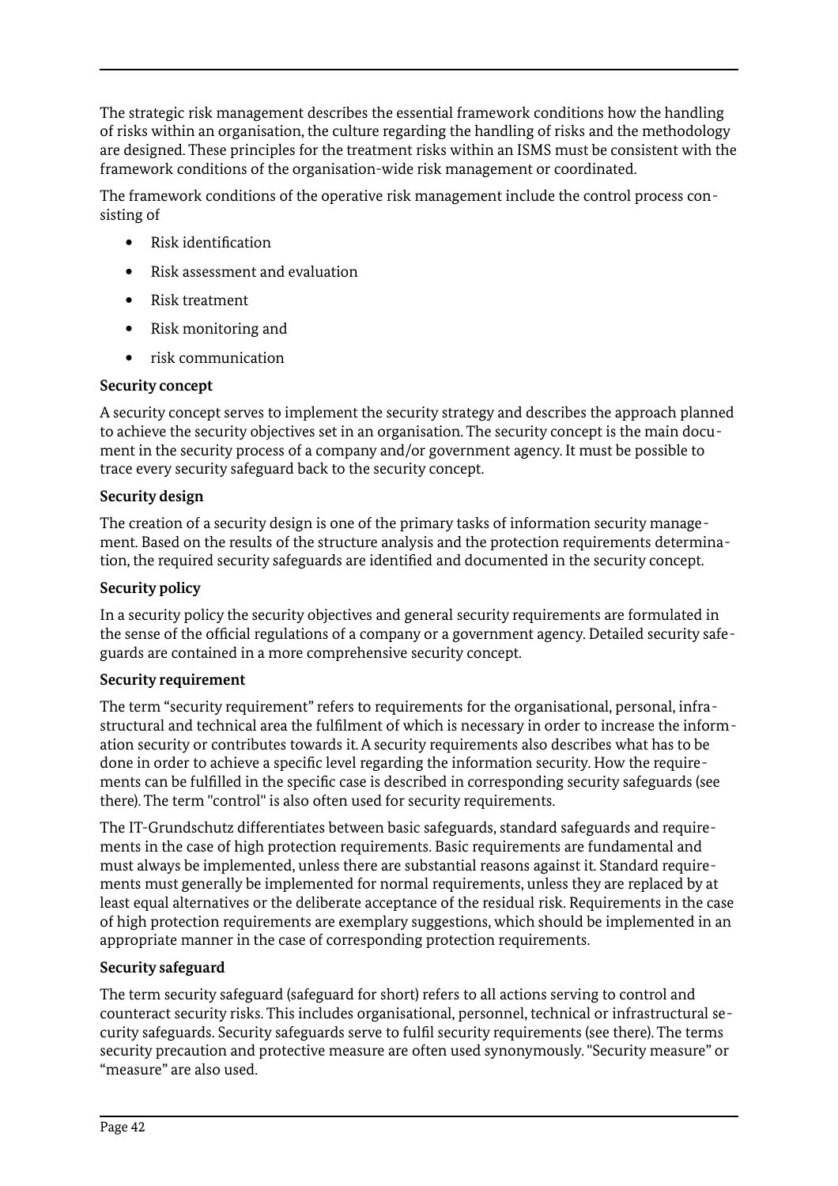The strategic risk management describes the essential framework conditions how the handling of risks within an organisation, the culture regarding the handling of risks and the methodology are designed. These principles for the treatment risks within an ISMS must be consistent with the framework conditions of the organisation-wide risk management or coordinated.

The framework conditions of the operative risk management include the control process consisting of

- Risk identification
- Risk assessment and evaluation
- Risk treatment
- Risk monitoring and
- risk communication

**Security concept**

A security concept serves to implement the security strategy and describes the approach planned to achieve the security objectives set in an organisation. The security concept is the main document in the security process of a company and/or government agency. It must be possible to trace every security safeguard back to the security concept.

**Security design**

The creation of a security design is one of the primary tasks of information security management. Based on the results of the structure analysis and the protection requirements determination, the required security safeguards are identified and documented in the security concept.

**Security policy**

In a security policy the security objectives and general security requirements are formulated in the sense of the official regulations of a company or a government agency. Detailed security safeguards are contained in a more comprehensive security concept.

**Security requirement**

The term "security requirement" refers to requirements for the organisational, personal, infrastructural and technical area the fulfilment of which is necessary in order to increase the information security or contributes towards it. A security requirements also describes what has to be done in order to achieve a specific level regarding the information security. How the requirements can be fulfilled in the specific case is described in corresponding security safeguards (see there). The term "control" is also often used for security requirements.

The IT-Grundschutz differentiates between basic safeguards, standard safeguards and requirements in the case of high protection requirements. Basic requirements are fundamental and must always be implemented, unless there are substantial reasons against it. Standard requirements must generally be implemented for normal requirements, unless they are replaced by at least equal alternatives or the deliberate acceptance of the residual risk. Requirements in the case of high protection requirements are exemplary suggestions, which should be implemented in an appropriate manner in the case of corresponding protection requirements.

**Security safeguard**

The term security safeguard (safeguard for short) refers to all actions serving to control and counteract security risks. This includes organisational, personnel, technical or infrastructural security safeguards. Security safeguards serve to fulfil security requirements (see there). The terms security precaution and protective measure are often used synonymously. "Security measure" or "measure" are also used.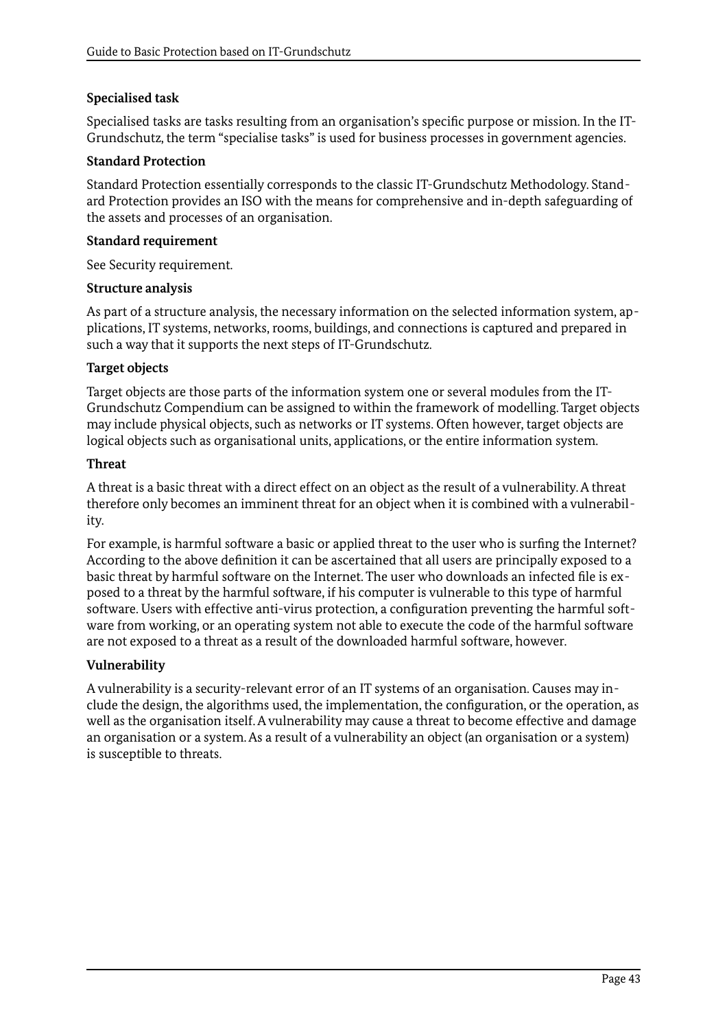**Specialised task**

Specialised tasks are tasks resulting from an organisation's specific purpose or mission. In the IT-Grundschutz, the term "specialise tasks" is used for business processes in government agencies.

**Standard Protection**

Standard Protection essentially corresponds to the classic IT-Grundschutz Methodology. Standard Protection provides an ISO with the means for comprehensive and in-depth safeguarding of the assets and processes of an organisation.

**Standard requirement**

See Security requirement.

**Structure analysis**

As part of a structure analysis, the necessary information on the selected information system, applications, IT systems, networks, rooms, buildings, and connections is captured and prepared in such a way that it supports the next steps of IT-Grundschutz.

**Target objects**

Target objects are those parts of the information system one or several modules from the IT-Grundschutz Compendium can be assigned to within the framework of modelling. Target objects may include physical objects, such as networks or IT systems. Often however, target objects are logical objects such as organisational units, applications, or the entire information system.

**Threat**

A threat is a basic threat with a direct effect on an object as the result of a vulnerability. A threat therefore only becomes an imminent threat for an object when it is combined with a vulnerability.

For example, is harmful software a basic or applied threat to the user who is surfing the Internet? According to the above definition it can be ascertained that all users are principally exposed to a basic threat by harmful software on the Internet. The user who downloads an infected file is exposed to a threat by the harmful software, if his computer is vulnerable to this type of harmful software. Users with effective anti-virus protection, a configuration preventing the harmful software from working, or an operating system not able to execute the code of the harmful software are not exposed to a threat as a result of the downloaded harmful software, however.

**Vulnerability**

A vulnerability is a security-relevant error of an IT systems of an organisation. Causes may include the design, the algorithms used, the implementation, the configuration, or the operation, as well as the organisation itself. A vulnerability may cause a threat to become effective and damage an organisation or a system. As a result of a vulnerability an object (an organisation or a system) is susceptible to threats.